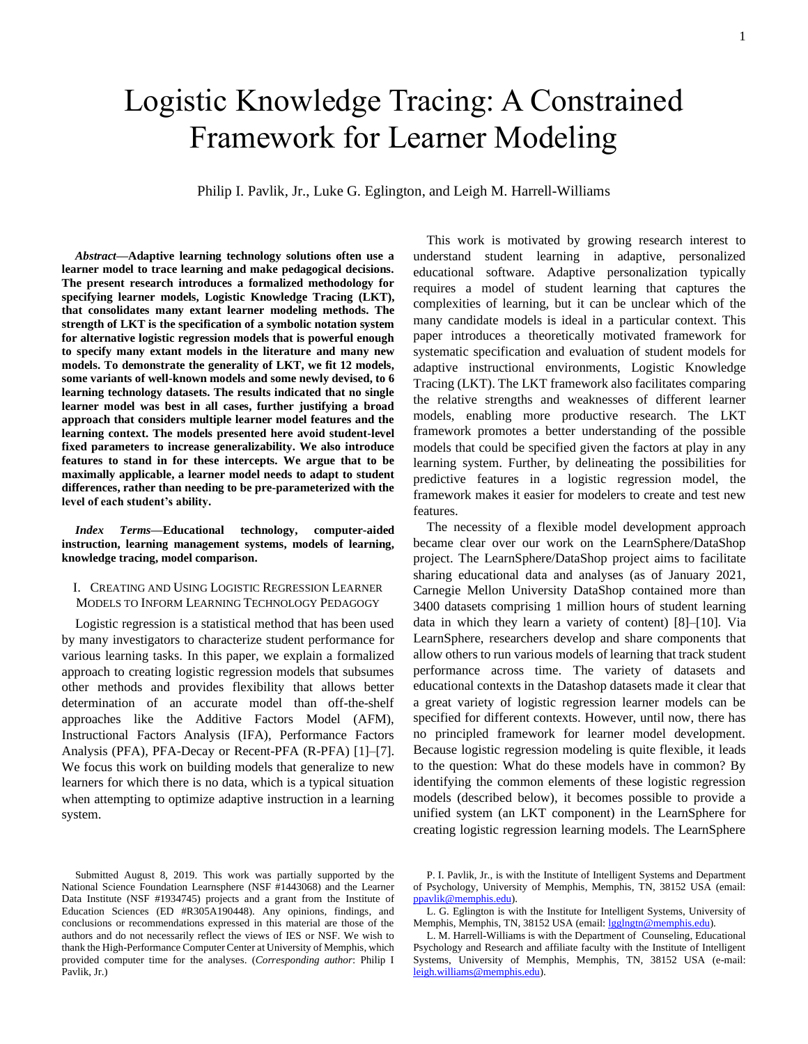# Logistic Knowledge Tracing: A Constrained Framework for Learner Modeling

Philip I. Pavlik, Jr., Luke G. Eglington, and Leigh M. Harrell-Williams

***Abstract*—Adaptive learning technology solutions often use a learner model to trace learning and make pedagogical decisions. The present research introduces a formalized methodology for specifying learner models, Logistic Knowledge Tracing (LKT), that consolidates many extant learner modeling methods. The strength of LKT is the specification of a symbolic notation system for alternative logistic regression models that is powerful enough to specify many extant models in the literature and many new models. To demonstrate the generality of LKT, we fit 12 models, some variants of well-known models and some newly devised, to 6 learning technology datasets. The results indicated that no single learner model was best in all cases, further justifying a broad approach that considers multiple learner model features and the learning context. The models presented here avoid student-level fixed parameters to increase generalizability. We also introduce features to stand in for these intercepts. We argue that to be maximally applicable, a learner model needs to adapt to student differences, rather than needing to be pre-parameterized with the level of each student's ability.**

***Index Terms*—Educational technology, computer-aided instruction, learning management systems, models of learning, knowledge tracing, model comparison.**

## I. Creating and Using Logistic Regression Learner Models to Inform Learning Technology Pedagogy

Logistic regression is a statistical method that has been used by many investigators to characterize student performance for various learning tasks. In this paper, we explain a formalized approach to creating logistic regression models that subsumes other methods and provides flexibility that allows better determination of an accurate model than off-the-shelf approaches like the Additive Factors Model (AFM), Instructional Factors Analysis (IFA), Performance Factors Analysis (PFA), PFA-Decay or Recent-PFA (R-PFA) [1]–[7]. We focus this work on building models that generalize to new learners for which there is no data, which is a typical situation when attempting to optimize adaptive instruction in a learning system.

This work is motivated by growing research interest to understand student learning in adaptive, personalized educational software. Adaptive personalization typically requires a model of student learning that captures the complexities of learning, but it can be unclear which of the many candidate models is ideal in a particular context. This paper introduces a theoretically motivated framework for systematic specification and evaluation of student models for adaptive instructional environments, Logistic Knowledge Tracing (LKT). The LKT framework also facilitates comparing the relative strengths and weaknesses of different learner models, enabling more productive research. The LKT framework promotes a better understanding of the possible models that could be specified given the factors at play in any learning system. Further, by delineating the possibilities for predictive features in a logistic regression model, the framework makes it easier for modelers to create and test new features.

The necessity of a flexible model development approach became clear over our work on the LearnSphere/DataShop project. The LearnSphere/DataShop project aims to facilitate sharing educational data and analyses (as of January 2021, Carnegie Mellon University DataShop contained more than 3400 datasets comprising 1 million hours of student learning data in which they learn a variety of content) [8]–[10]. Via LearnSphere, researchers develop and share components that allow others to run various models of learning that track student performance across time. The variety of datasets and educational contexts in the Datashop datasets made it clear that a great variety of logistic regression learner models can be specified for different contexts. However, until now, there has no principled framework for learner model development. Because logistic regression modeling is quite flexible, it leads to the question: What do these models have in common? By identifying the common elements of these logistic regression models (described below), it becomes possible to provide a unified system (an LKT component) in the LearnSphere for creating logistic regression learning models. The LearnSphere

---

Submitted August 8, 2019. This work was partially supported by the National Science Foundation Learnsphere (NSF #1443068) and the Learner Data Institute (NSF #1934745) projects and a grant from the Institute of Education Sciences (ED #R305A190448). Any opinions, findings, and conclusions or recommendations expressed in this material are those of the authors and do not necessarily reflect the views of IES or NSF. We wish to thank the High-Performance Computer Center at University of Memphis, which provided computer time for the analyses. (*Corresponding author*: Philip I Pavlik, Jr.)

P. I. Pavlik, Jr., is with the Institute of Intelligent Systems and Department of Psychology, University of Memphis, Memphis, TN, 38152 USA (email: ppavlik@memphis.edu).

L. G. Eglington is with the Institute for Intelligent Systems, University of Memphis, Memphis, TN, 38152 USA (email: lgglngtn@memphis.edu).

L. M. Harrell-Williams is with the Department of Counseling, Educational Psychology and Research and affiliate faculty with the Institute of Intelligent Systems, University of Memphis, Memphis, TN, 38152 USA (e-mail: leigh.williams@memphis.edu).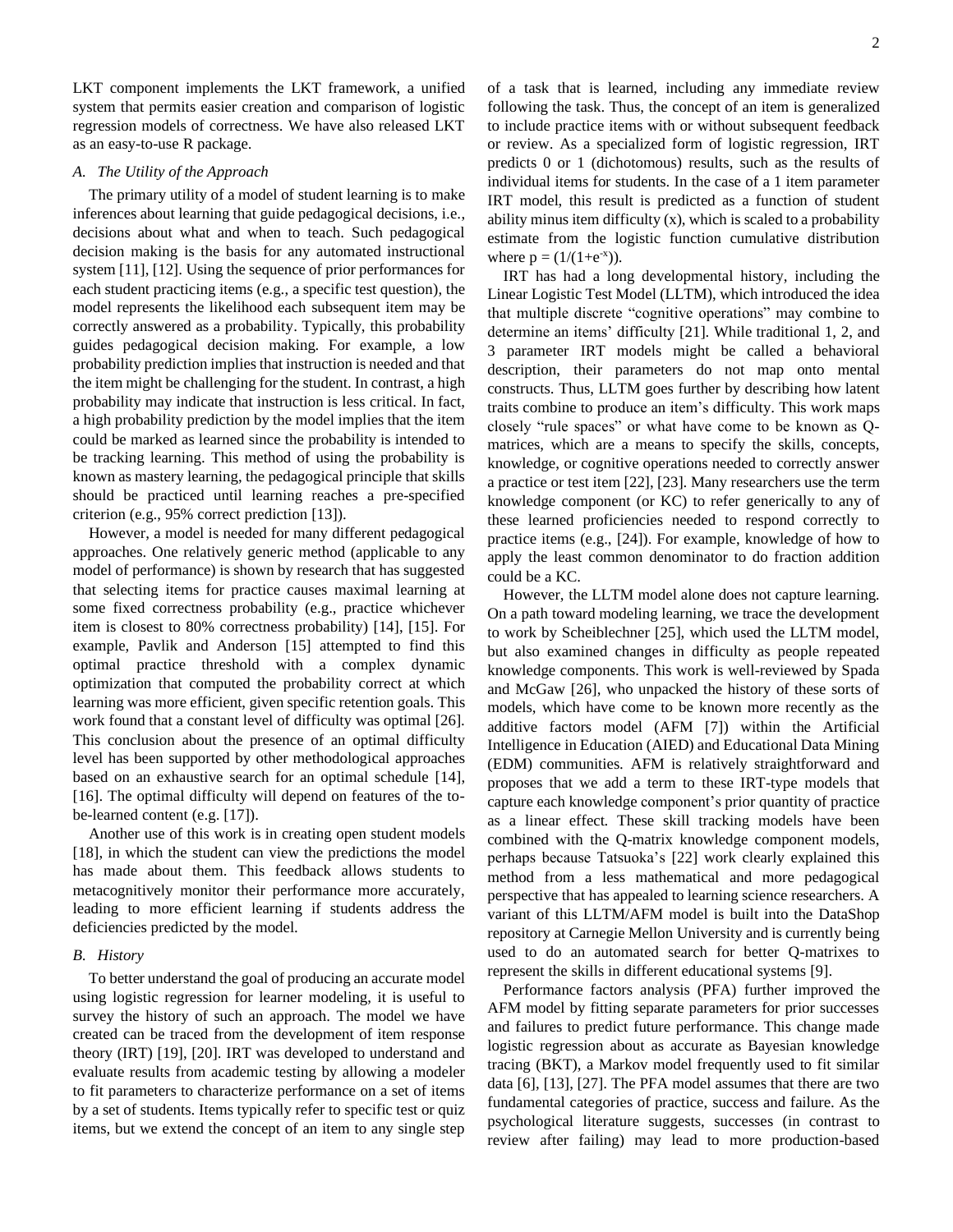LKT component implements the LKT framework, a unified system that permits easier creation and comparison of logistic regression models of correctness. We have also released LKT as an easy-to-use R package.

### *A. The Utility of the Approach*

The primary utility of a model of student learning is to make inferences about learning that guide pedagogical decisions, i.e., decisions about what and when to teach. Such pedagogical decision making is the basis for any automated instructional system [11], [12]. Using the sequence of prior performances for each student practicing items (e.g., a specific test question), the model represents the likelihood each subsequent item may be correctly answered as a probability. Typically, this probability guides pedagogical decision making. For example, a low probability prediction implies that instruction is needed and that the item might be challenging for the student. In contrast, a high probability may indicate that instruction is less critical. In fact, a high probability prediction by the model implies that the item could be marked as learned since the probability is intended to be tracking learning. This method of using the probability is known as mastery learning, the pedagogical principle that skills should be practiced until learning reaches a pre-specified criterion (e.g., 95% correct prediction [13]).

However, a model is needed for many different pedagogical approaches. One relatively generic method (applicable to any model of performance) is shown by research that has suggested that selecting items for practice causes maximal learning at some fixed correctness probability (e.g., practice whichever item is closest to 80% correctness probability) [14], [15]. For example, Pavlik and Anderson [15] attempted to find this optimal practice threshold with a complex dynamic optimization that computed the probability correct at which learning was more efficient, given specific retention goals. This work found that a constant level of difficulty was optimal [26]. This conclusion about the presence of an optimal difficulty level has been supported by other methodological approaches based on an exhaustive search for an optimal schedule [14], [16]. The optimal difficulty will depend on features of the to-be-learned content (e.g. [17]).

Another use of this work is in creating open student models [18], in which the student can view the predictions the model has made about them. This feedback allows students to metacognitively monitor their performance more accurately, leading to more efficient learning if students address the deficiencies predicted by the model.

### *B. History*

To better understand the goal of producing an accurate model using logistic regression for learner modeling, it is useful to survey the history of such an approach. The model we have created can be traced from the development of item response theory (IRT) [19], [20]. IRT was developed to understand and evaluate results from academic testing by allowing a modeler to fit parameters to characterize performance on a set of items by a set of students. Items typically refer to specific test or quiz items, but we extend the concept of an item to any single step of a task that is learned, including any immediate review following the task. Thus, the concept of an item is generalized to include practice items with or without subsequent feedback or review. As a specialized form of logistic regression, IRT predicts 0 or 1 (dichotomous) results, such as the results of individual items for students. In the case of a 1 item parameter IRT model, this result is predicted as a function of student ability minus item difficulty (x), which is scaled to a probability estimate from the logistic function cumulative distribution where $p = (1/(1+e^{-x}))$.

IRT has had a long developmental history, including the Linear Logistic Test Model (LLTM), which introduced the idea that multiple discrete "cognitive operations" may combine to determine an items' difficulty [21]. While traditional 1, 2, and 3 parameter IRT models might be called a behavioral description, their parameters do not map onto mental constructs. Thus, LLTM goes further by describing how latent traits combine to produce an item's difficulty. This work maps closely "rule spaces" or what have come to be known as Q-matrices, which are a means to specify the skills, concepts, knowledge, or cognitive operations needed to correctly answer a practice or test item [22], [23]. Many researchers use the term knowledge component (or KC) to refer generically to any of these learned proficiencies needed to respond correctly to practice items (e.g., [24]). For example, knowledge of how to apply the least common denominator to do fraction addition could be a KC.

However, the LLTM model alone does not capture learning. On a path toward modeling learning, we trace the development to work by Scheiblechner [25], which used the LLTM model, but also examined changes in difficulty as people repeated knowledge components. This work is well-reviewed by Spada and McGaw [26], who unpacked the history of these sorts of models, which have come to be known more recently as the additive factors model (AFM [7]) within the Artificial Intelligence in Education (AIED) and Educational Data Mining (EDM) communities. AFM is relatively straightforward and proposes that we add a term to these IRT-type models that capture each knowledge component's prior quantity of practice as a linear effect. These skill tracking models have been combined with the Q-matrix knowledge component models, perhaps because Tatsuoka's [22] work clearly explained this method from a less mathematical and more pedagogical perspective that has appealed to learning science researchers. A variant of this LLTM/AFM model is built into the DataShop repository at Carnegie Mellon University and is currently being used to do an automated search for better Q-matrixes to represent the skills in different educational systems [9].

Performance factors analysis (PFA) further improved the AFM model by fitting separate parameters for prior successes and failures to predict future performance. This change made logistic regression about as accurate as Bayesian knowledge tracing (BKT), a Markov model frequently used to fit similar data [6], [13], [27]. The PFA model assumes that there are two fundamental categories of practice, success and failure. As the psychological literature suggests, successes (in contrast to review after failing) may lead to more production-based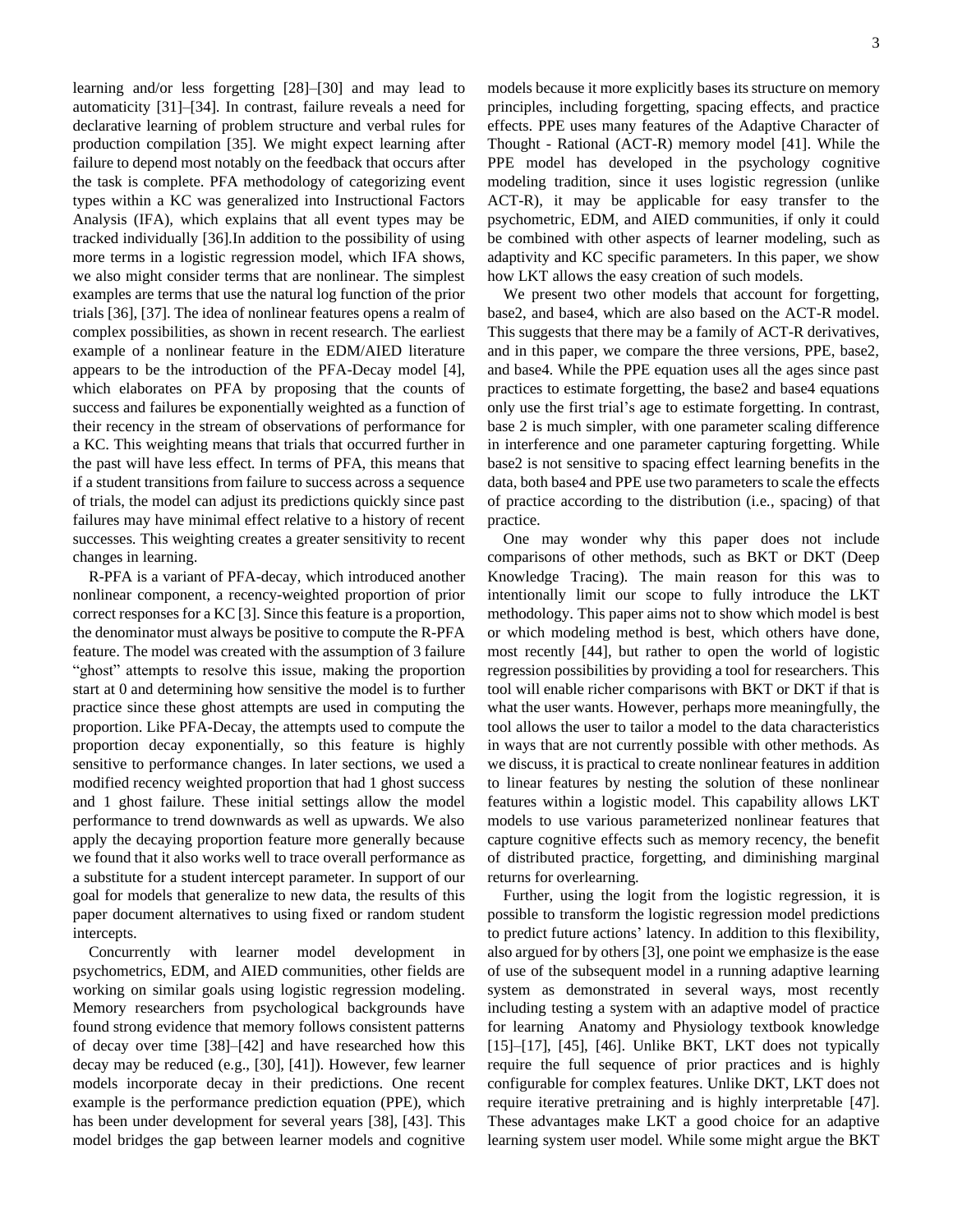learning and/or less forgetting [28]–[30] and may lead to automaticity [31]–[34]. In contrast, failure reveals a need for declarative learning of problem structure and verbal rules for production compilation [35]. We might expect learning after failure to depend most notably on the feedback that occurs after the task is complete. PFA methodology of categorizing event types within a KC was generalized into Instructional Factors Analysis (IFA), which explains that all event types may be tracked individually [36].In addition to the possibility of using more terms in a logistic regression model, which IFA shows, we also might consider terms that are nonlinear. The simplest examples are terms that use the natural log function of the prior trials [36], [37]. The idea of nonlinear features opens a realm of complex possibilities, as shown in recent research. The earliest example of a nonlinear feature in the EDM/AIED literature appears to be the introduction of the PFA-Decay model [4], which elaborates on PFA by proposing that the counts of success and failures be exponentially weighted as a function of their recency in the stream of observations of performance for a KC. This weighting means that trials that occurred further in the past will have less effect. In terms of PFA, this means that if a student transitions from failure to success across a sequence of trials, the model can adjust its predictions quickly since past failures may have minimal effect relative to a history of recent successes. This weighting creates a greater sensitivity to recent changes in learning.

R-PFA is a variant of PFA-decay, which introduced another nonlinear component, a recency-weighted proportion of prior correct responses for a KC [3]. Since this feature is a proportion, the denominator must always be positive to compute the R-PFA feature. The model was created with the assumption of 3 failure "ghost" attempts to resolve this issue, making the proportion start at 0 and determining how sensitive the model is to further practice since these ghost attempts are used in computing the proportion. Like PFA-Decay, the attempts used to compute the proportion decay exponentially, so this feature is highly sensitive to performance changes. In later sections, we used a modified recency weighted proportion that had 1 ghost success and 1 ghost failure. These initial settings allow the model performance to trend downwards as well as upwards. We also apply the decaying proportion feature more generally because we found that it also works well to trace overall performance as a substitute for a student intercept parameter. In support of our goal for models that generalize to new data, the results of this paper document alternatives to using fixed or random student intercepts.

Concurrently with learner model development in psychometrics, EDM, and AIED communities, other fields are working on similar goals using logistic regression modeling. Memory researchers from psychological backgrounds have found strong evidence that memory follows consistent patterns of decay over time [38]–[42] and have researched how this decay may be reduced (e.g., [30], [41]). However, few learner models incorporate decay in their predictions. One recent example is the performance prediction equation (PPE), which has been under development for several years [38], [43]. This model bridges the gap between learner models and cognitive models because it more explicitly bases its structure on memory principles, including forgetting, spacing effects, and practice effects. PPE uses many features of the Adaptive Character of Thought - Rational (ACT-R) memory model [41]. While the PPE model has developed in the psychology cognitive modeling tradition, since it uses logistic regression (unlike ACT-R), it may be applicable for easy transfer to the psychometric, EDM, and AIED communities, if only it could be combined with other aspects of learner modeling, such as adaptivity and KC specific parameters. In this paper, we show how LKT allows the easy creation of such models.

We present two other models that account for forgetting, base2, and base4, which are also based on the ACT-R model. This suggests that there may be a family of ACT-R derivatives, and in this paper, we compare the three versions, PPE, base2, and base4. While the PPE equation uses all the ages since past practices to estimate forgetting, the base2 and base4 equations only use the first trial's age to estimate forgetting. In contrast, base 2 is much simpler, with one parameter scaling difference in interference and one parameter capturing forgetting. While base2 is not sensitive to spacing effect learning benefits in the data, both base4 and PPE use two parameters to scale the effects of practice according to the distribution (i.e., spacing) of that practice.

One may wonder why this paper does not include comparisons of other methods, such as BKT or DKT (Deep Knowledge Tracing). The main reason for this was to intentionally limit our scope to fully introduce the LKT methodology. This paper aims not to show which model is best or which modeling method is best, which others have done, most recently [44], but rather to open the world of logistic regression possibilities by providing a tool for researchers. This tool will enable richer comparisons with BKT or DKT if that is what the user wants. However, perhaps more meaningfully, the tool allows the user to tailor a model to the data characteristics in ways that are not currently possible with other methods. As we discuss, it is practical to create nonlinear features in addition to linear features by nesting the solution of these nonlinear features within a logistic model. This capability allows LKT models to use various parameterized nonlinear features that capture cognitive effects such as memory recency, the benefit of distributed practice, forgetting, and diminishing marginal returns for overlearning.

Further, using the logit from the logistic regression, it is possible to transform the logistic regression model predictions to predict future actions' latency. In addition to this flexibility, also argued for by others [3], one point we emphasize is the ease of use of the subsequent model in a running adaptive learning system as demonstrated in several ways, most recently including testing a system with an adaptive model of practice for learning Anatomy and Physiology textbook knowledge [15]–[17], [45], [46]. Unlike BKT, LKT does not typically require the full sequence of prior practices and is highly configurable for complex features. Unlike DKT, LKT does not require iterative pretraining and is highly interpretable [47]. These advantages make LKT a good choice for an adaptive learning system user model. While some might argue the BKT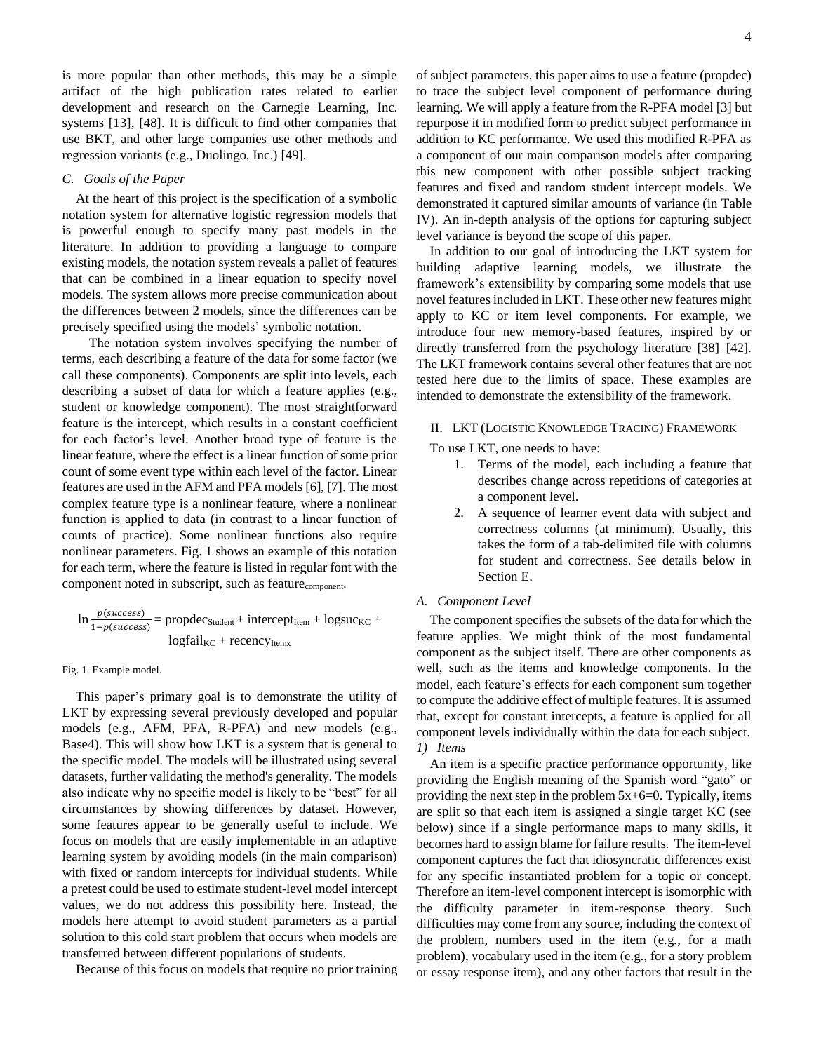is more popular than other methods, this may be a simple artifact of the high publication rates related to earlier development and research on the Carnegie Learning, Inc. systems [13], [48]. It is difficult to find other companies that use BKT, and other large companies use other methods and regression variants (e.g., Duolingo, Inc.) [49].

### *C. Goals of the Paper*

At the heart of this project is the specification of a symbolic notation system for alternative logistic regression models that is powerful enough to specify many past models in the literature. In addition to providing a language to compare existing models, the notation system reveals a pallet of features that can be combined in a linear equation to specify novel models. The system allows more precise communication about the differences between 2 models, since the differences can be precisely specified using the models' symbolic notation.

The notation system involves specifying the number of terms, each describing a feature of the data for some factor (we call these components). Components are split into levels, each describing a subset of data for which a feature applies (e.g., student or knowledge component). The most straightforward feature is the intercept, which results in a constant coefficient for each factor's level. Another broad type of feature is the linear feature, where the effect is a linear function of some prior count of some event type within each level of the factor. Linear features are used in the AFM and PFA models [6], [7]. The most complex feature type is a nonlinear feature, where a nonlinear function is applied to data (in contrast to a linear function of counts of practice). Some nonlinear functions also require nonlinear parameters. Fig. 1 shows an example of this notation for each term, where the feature is listed in regular font with the component noted in subscript, such as $\text{feature}_{\text{component}}$.

$$\ln \frac{p(success)}{1-p(success)} = \text{propdec}_{\text{Student}} + \text{intercept}_{\text{Item}} + \text{logsuc}_{\text{KC}} + \text{logfail}_{\text{KC}} + \text{recency}_{\text{Itemx}}$$

Fig. 1. Example model.

This paper's primary goal is to demonstrate the utility of LKT by expressing several previously developed and popular models (e.g., AFM, PFA, R-PFA) and new models (e.g., Base4). This will show how LKT is a system that is general to the specific model. The models will be illustrated using several datasets, further validating the method's generality. The models also indicate why no specific model is likely to be "best" for all circumstances by showing differences by dataset. However, some features appear to be generally useful to include. We focus on models that are easily implementable in an adaptive learning system by avoiding models (in the main comparison) with fixed or random intercepts for individual students. While a pretest could be used to estimate student-level model intercept values, we do not address this possibility here. Instead, the models here attempt to avoid student parameters as a partial solution to this cold start problem that occurs when models are transferred between different populations of students.

Because of this focus on models that require no prior training of subject parameters, this paper aims to use a feature (propdec) to trace the subject level component of performance during learning. We will apply a feature from the R-PFA model [3] but repurpose it in modified form to predict subject performance in addition to KC performance. We used this modified R-PFA as a component of our main comparison models after comparing this new component with other possible subject tracking features and fixed and random student intercept models. We demonstrated it captured similar amounts of variance (in Table IV). An in-depth analysis of the options for capturing subject level variance is beyond the scope of this paper.

In addition to our goal of introducing the LKT system for building adaptive learning models, we illustrate the framework's extensibility by comparing some models that use novel features included in LKT. These other new features might apply to KC or item level components. For example, we introduce four new memory-based features, inspired by or directly transferred from the psychology literature [38]–[42]. The LKT framework contains several other features that are not tested here due to the limits of space. These examples are intended to demonstrate the extensibility of the framework.

## II. LKT (Logistic Knowledge Tracing) Framework

To use LKT, one needs to have:

1. Terms of the model, each including a feature that describes change across repetitions of categories at a component level.
2. A sequence of learner event data with subject and correctness columns (at minimum). Usually, this takes the form of a tab-delimited file with columns for student and correctness. See details below in Section E.

### *A. Component Level*

The component specifies the subsets of the data for which the feature applies. We might think of the most fundamental component as the subject itself. There are other components as well, such as the items and knowledge components. In the model, each feature's effects for each component sum together to compute the additive effect of multiple features. It is assumed that, except for constant intercepts, a feature is applied for all component levels individually within the data for each subject.

#### *1) Items*

An item is a specific practice performance opportunity, like providing the English meaning of the Spanish word "gato" or providing the next step in the problem 5x+6=0. Typically, items are split so that each item is assigned a single target KC (see below) since if a single performance maps to many skills, it becomes hard to assign blame for failure results. The item-level component captures the fact that idiosyncratic differences exist for any specific instantiated problem for a topic or concept. Therefore an item-level component intercept is isomorphic with the difficulty parameter in item-response theory. Such difficulties may come from any source, including the context of the problem, numbers used in the item (e.g., for a math problem), vocabulary used in the item (e.g., for a story problem or essay response item), and any other factors that result in the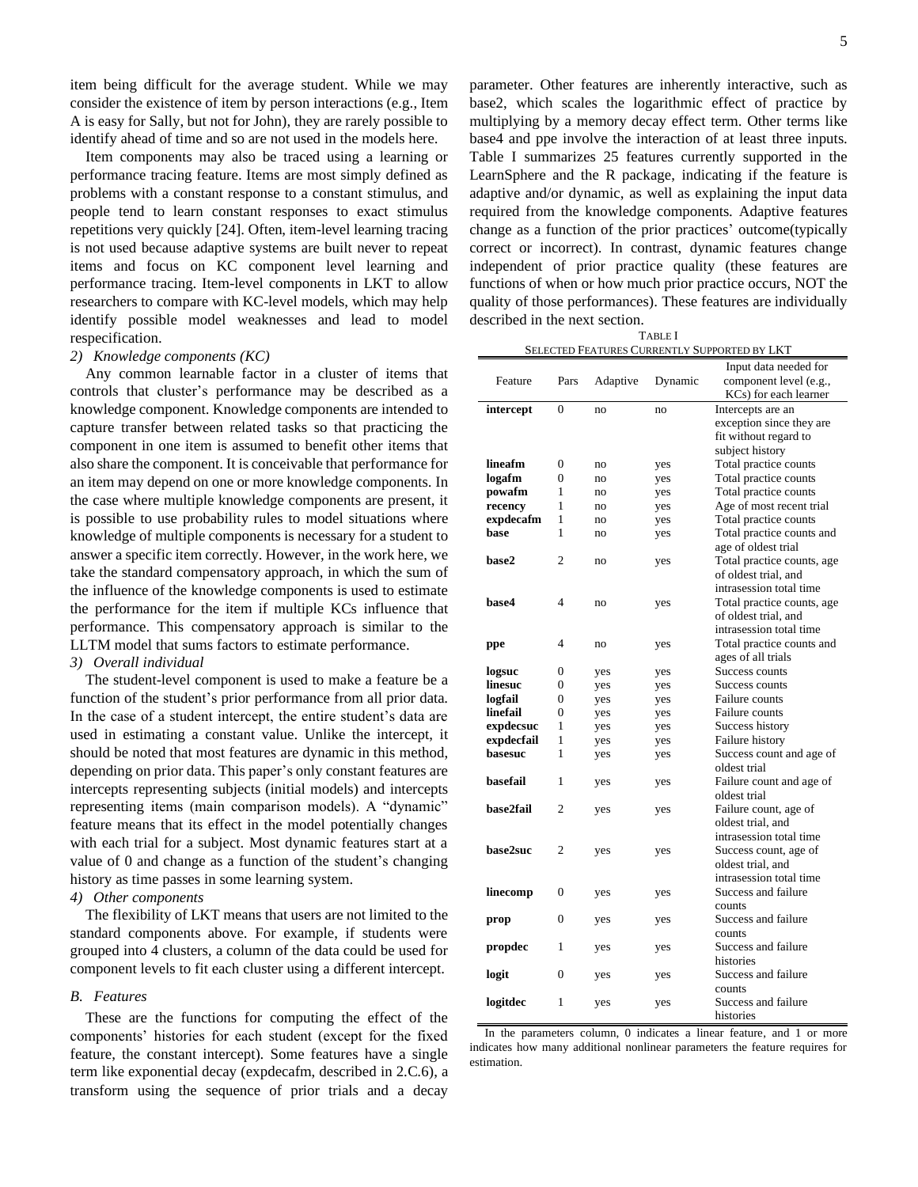item being difficult for the average student. While we may consider the existence of item by person interactions (e.g., Item A is easy for Sally, but not for John), they are rarely possible to identify ahead of time and so are not used in the models here.

Item components may also be traced using a learning or performance tracing feature. Items are most simply defined as problems with a constant response to a constant stimulus, and people tend to learn constant responses to exact stimulus repetitions very quickly [24]. Often, item-level learning tracing is not used because adaptive systems are built never to repeat items and focus on KC component level learning and performance tracing. Item-level components in LKT to allow researchers to compare with KC-level models, which may help identify possible model weaknesses and lead to model respecification.

*2) Knowledge components (KC)*

Any common learnable factor in a cluster of items that controls that cluster's performance may be described as a knowledge component. Knowledge components are intended to capture transfer between related tasks so that practicing the component in one item is assumed to benefit other items that also share the component. It is conceivable that performance for an item may depend on one or more knowledge components. In the case where multiple knowledge components are present, it is possible to use probability rules to model situations where knowledge of multiple components is necessary for a student to answer a specific item correctly. However, in the work here, we take the standard compensatory approach, in which the sum of the influence of the knowledge components is used to estimate the performance for the item if multiple KCs influence that performance. This compensatory approach is similar to the LLTM model that sums factors to estimate performance.

*3) Overall individual*

The student-level component is used to make a feature be a function of the student's prior performance from all prior data. In the case of a student intercept, the entire student's data are used in estimating a constant value. Unlike the intercept, it should be noted that most features are dynamic in this method, depending on prior data. This paper's only constant features are intercepts representing subjects (initial models) and intercepts representing items (main comparison models). A "dynamic" feature means that its effect in the model potentially changes with each trial for a subject. Most dynamic features start at a value of 0 and change as a function of the student's changing history as time passes in some learning system.

*4) Other components*

The flexibility of LKT means that users are not limited to the standard components above. For example, if students were grouped into 4 clusters, a column of the data could be used for component levels to fit each cluster using a different intercept.

## *B. Features*

These are the functions for computing the effect of the components' histories for each student (except for the fixed feature, the constant intercept). Some features have a single term like exponential decay (expdecafm, described in 2.C.6), a transform using the sequence of prior trials and a decay parameter. Other features are inherently interactive, such as base2, which scales the logarithmic effect of practice by multiplying by a memory decay effect term. Other terms like base4 and ppe involve the interaction of at least three inputs. Table I summarizes 25 features currently supported in the LearnSphere and the R package, indicating if the feature is adaptive and/or dynamic, as well as explaining the input data required from the knowledge components. Adaptive features change as a function of the prior practices' outcome(typically correct or incorrect). In contrast, dynamic features change independent of prior practice quality (these features are functions of when or how much prior practice occurs, NOT the quality of those performances). These features are individually described in the next section.

TABLE I
SELECTED FEATURES CURRENTLY SUPPORTED BY LKT

| Feature | Pars | Adaptive | Dynamic | Input data needed for component level (e.g., KCs) for each learner |
|---|---|---|---|---|
| **intercept** | 0 | no | no | Intercepts are an exception since they are fit without regard to subject history |
| **lineafm** | 0 | no | yes | Total practice counts |
| **logafm** | 0 | no | yes | Total practice counts |
| **powafm** | 1 | no | yes | Total practice counts |
| **recency** | 1 | no | yes | Age of most recent trial |
| **expdecafm** | 1 | no | yes | Total practice counts |
| **base** | 1 | no | yes | Total practice counts and age of oldest trial |
| **base2** | 2 | no | yes | Total practice counts, age of oldest trial, and intrasession total time |
| **base4** | 4 | no | yes | Total practice counts, age of oldest trial, and intrasession total time |
| **ppe** | 4 | no | yes | Total practice counts and ages of all trials |
| **logsuc** | 0 | yes | yes | Success counts |
| **linesuc** | 0 | yes | yes | Success counts |
| **logfail** | 0 | yes | yes | Failure counts |
| **linefail** | 0 | yes | yes | Failure counts |
| **expdecsuc** | 1 | yes | yes | Success history |
| **expdecfail** | 1 | yes | yes | Failure history |
| **basesuc** | 1 | yes | yes | Success count and age of oldest trial |
| **basefail** | 1 | yes | yes | Failure count and age of oldest trial |
| **base2fail** | 2 | yes | yes | Failure count, age of oldest trial, and intrasession total time |
| **base2suc** | 2 | yes | yes | Success count, age of oldest trial, and intrasession total time |
| **linecomp** | 0 | yes | yes | Success and failure counts |
| **prop** | 0 | yes | yes | Success and failure counts |
| **propdec** | 1 | yes | yes | Success and failure histories |
| **logit** | 0 | yes | yes | Success and failure counts |
| **logitdec** | 1 | yes | yes | Success and failure histories |

In the parameters column, 0 indicates a linear feature, and 1 or more indicates how many additional nonlinear parameters the feature requires for estimation.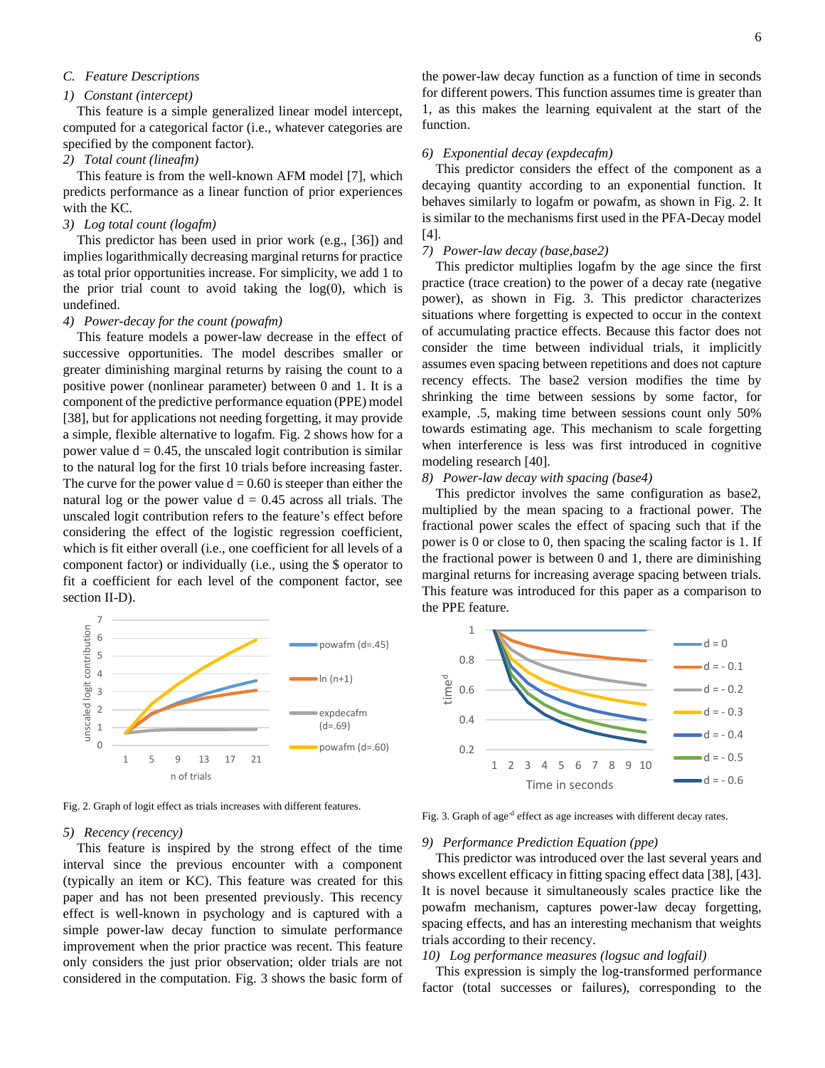### C. Feature Descriptions

#### 1) Constant (intercept)

This feature is a simple generalized linear model intercept, computed for a categorical factor (i.e., whatever categories are specified by the component factor).

#### 2) Total count (lineafm)

This feature is from the well-known AFM model [7], which predicts performance as a linear function of prior experiences with the KC.

#### 3) Log total count (logafm)

This predictor has been used in prior work (e.g., [36]) and implies logarithmically decreasing marginal returns for practice as total prior opportunities increase. For simplicity, we add 1 to the prior trial count to avoid taking the log(0), which is undefined.

#### 4) Power-decay for the count (powafm)

This feature models a power-law decrease in the effect of successive opportunities. The model describes smaller or greater diminishing marginal returns by raising the count to a positive power (nonlinear parameter) between 0 and 1. It is a component of the predictive performance equation (PPE) model [38], but for applications not needing forgetting, it may provide a simple, flexible alternative to logafm. Fig. 2 shows how for a power value d = 0.45, the unscaled logit contribution is similar to the natural log for the first 10 trials before increasing faster. The curve for the power value d = 0.60 is steeper than either the natural log or the power value d = 0.45 across all trials. The unscaled logit contribution refers to the feature's effect before considering the effect of the logistic regression coefficient, which is fit either overall (i.e., one coefficient for all levels of a component factor) or individually (i.e., using the $ operator to fit a coefficient for each level of the component factor, see section II-D).

Fig. 2. Graph of logit effect as trials increases with different features.

#### 5) Recency (recency)

This feature is inspired by the strong effect of the time interval since the previous encounter with a component (typically an item or KC). This feature was created for this paper and has not been presented previously. This recency effect is well-known in psychology and is captured with a simple power-law decay function to simulate performance improvement when the prior practice was recent. This feature only considers the just prior observation; older trials are not considered in the computation. Fig. 3 shows the basic form of the power-law decay function as a function of time in seconds for different powers. This function assumes time is greater than 1, as this makes the learning equivalent at the start of the function.

#### 6) Exponential decay (expdecafm)

This predictor considers the effect of the component as a decaying quantity according to an exponential function. It behaves similarly to logafm or powafm, as shown in Fig. 2. It is similar to the mechanisms first used in the PFA-Decay model [4].

#### 7) Power-law decay (base,base2)

This predictor multiplies logafm by the age since the first practice (trace creation) to the power of a decay rate (negative power), as shown in Fig. 3. This predictor characterizes situations where forgetting is expected to occur in the context of accumulating practice effects. Because this factor does not consider the time between individual trials, it implicitly assumes even spacing between repetitions and does not capture recency effects. The base2 version modifies the time by shrinking the time between sessions by some factor, for example, .5, making time between sessions count only 50% towards estimating age. This mechanism to scale forgetting when interference is less was first introduced in cognitive modeling research [40].

#### 8) Power-law decay with spacing (base4)

This predictor involves the same configuration as base2, multiplied by the mean spacing to a fractional power. The fractional power scales the effect of spacing such that if the power is 0 or close to 0, then spacing the scaling factor is 1. If the fractional power is between 0 and 1, there are diminishing marginal returns for increasing average spacing between trials. This feature was introduced for this paper as a comparison to the PPE feature.

Fig. 3. Graph of age$^{-d}$ effect as age increases with different decay rates.

#### 9) Performance Prediction Equation (ppe)

This predictor was introduced over the last several years and shows excellent efficacy in fitting spacing effect data [38], [43]. It is novel because it simultaneously scales practice like the powafm mechanism, captures power-law decay forgetting, spacing effects, and has an interesting mechanism that weights trials according to their recency.

#### 10) Log performance measures (logsuc and logfail)

This expression is simply the log-transformed performance factor (total successes or failures), corresponding to the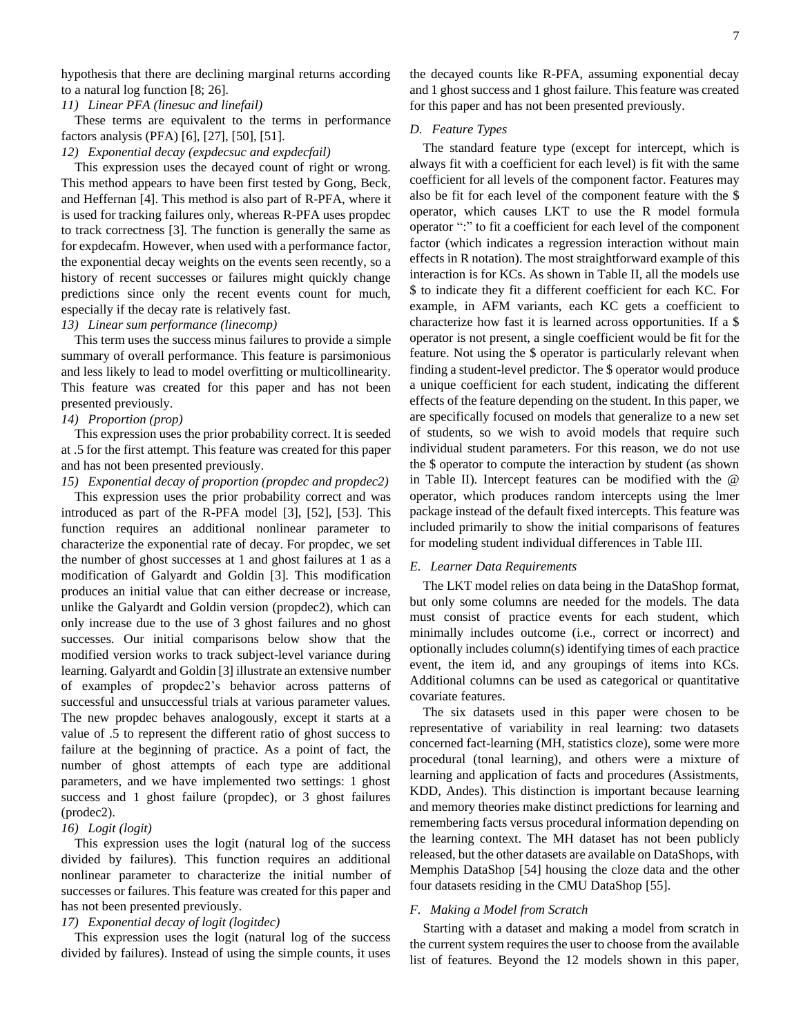hypothesis that there are declining marginal returns according to a natural log function [8; 26].

*11) Linear PFA (linesuc and linefail)*

These terms are equivalent to the terms in performance factors analysis (PFA) [6], [27], [50], [51].

*12) Exponential decay (expdecsuc and expdecfail)*

This expression uses the decayed count of right or wrong. This method appears to have been first tested by Gong, Beck, and Heffernan [4]. This method is also part of R-PFA, where it is used for tracking failures only, whereas R-PFA uses propdec to track correctness [3]. The function is generally the same as for expdecafm. However, when used with a performance factor, the exponential decay weights on the events seen recently, so a history of recent successes or failures might quickly change predictions since only the recent events count for much, especially if the decay rate is relatively fast.

*13) Linear sum performance (linecomp)*

This term uses the success minus failures to provide a simple summary of overall performance. This feature is parsimonious and less likely to lead to model overfitting or multicollinearity. This feature was created for this paper and has not been presented previously.

*14) Proportion (prop)*

This expression uses the prior probability correct. It is seeded at .5 for the first attempt. This feature was created for this paper and has not been presented previously.

*15) Exponential decay of proportion (propdec and propdec2)*

This expression uses the prior probability correct and was introduced as part of the R-PFA model [3], [52], [53]. This function requires an additional nonlinear parameter to characterize the exponential rate of decay. For propdec, we set the number of ghost successes at 1 and ghost failures at 1 as a modification of Galyardt and Goldin [3]. This modification produces an initial value that can either decrease or increase, unlike the Galyardt and Goldin version (propdec2), which can only increase due to the use of 3 ghost failures and no ghost successes. Our initial comparisons below show that the modified version works to track subject-level variance during learning. Galyardt and Goldin [3] illustrate an extensive number of examples of propdec2's behavior across patterns of successful and unsuccessful trials at various parameter values. The new propdec behaves analogously, except it starts at a value of .5 to represent the different ratio of ghost success to failure at the beginning of practice. As a point of fact, the number of ghost attempts of each type are additional parameters, and we have implemented two settings: 1 ghost success and 1 ghost failure (propdec), or 3 ghost failures (prodec2).

*16) Logit (logit)*

This expression uses the logit (natural log of the success divided by failures). This function requires an additional nonlinear parameter to characterize the initial number of successes or failures. This feature was created for this paper and has not been presented previously.

*17) Exponential decay of logit (logitdec)*

This expression uses the logit (natural log of the success divided by failures). Instead of using the simple counts, it uses the decayed counts like R-PFA, assuming exponential decay and 1 ghost success and 1 ghost failure. This feature was created for this paper and has not been presented previously.

### D. Feature Types

The standard feature type (except for intercept, which is always fit with a coefficient for each level) is fit with the same coefficient for all levels of the component factor. Features may also be fit for each level of the component feature with the $ operator, which causes LKT to use the R model formula operator ":" to fit a coefficient for each level of the component factor (which indicates a regression interaction without main effects in R notation). The most straightforward example of this interaction is for KCs. As shown in Table II, all the models use $ to indicate they fit a different coefficient for each KC. For example, in AFM variants, each KC gets a coefficient to characterize how fast it is learned across opportunities. If a $ operator is not present, a single coefficient would be fit for the feature. Not using the $ operator is particularly relevant when finding a student-level predictor. The $ operator would produce a unique coefficient for each student, indicating the different effects of the feature depending on the student. In this paper, we are specifically focused on models that generalize to a new set of students, so we wish to avoid models that require such individual student parameters. For this reason, we do not use the $ operator to compute the interaction by student (as shown in Table II). Intercept features can be modified with the @ operator, which produces random intercepts using the lmer package instead of the default fixed intercepts. This feature was included primarily to show the initial comparisons of features for modeling student individual differences in Table III.

### E. Learner Data Requirements

The LKT model relies on data being in the DataShop format, but only some columns are needed for the models. The data must consist of practice events for each student, which minimally includes outcome (i.e., correct or incorrect) and optionally includes column(s) identifying times of each practice event, the item id, and any groupings of items into KCs. Additional columns can be used as categorical or quantitative covariate features.

The six datasets used in this paper were chosen to be representative of variability in real learning: two datasets concerned fact-learning (MH, statistics cloze), some were more procedural (tonal learning), and others were a mixture of learning and application of facts and procedures (Assistments, KDD, Andes). This distinction is important because learning and memory theories make distinct predictions for learning and remembering facts versus procedural information depending on the learning context. The MH dataset has not been publicly released, but the other datasets are available on DataShops, with Memphis DataShop [54] housing the cloze data and the other four datasets residing in the CMU DataShop [55].

### F. Making a Model from Scratch

Starting with a dataset and making a model from scratch in the current system requires the user to choose from the available list of features. Beyond the 12 models shown in this paper,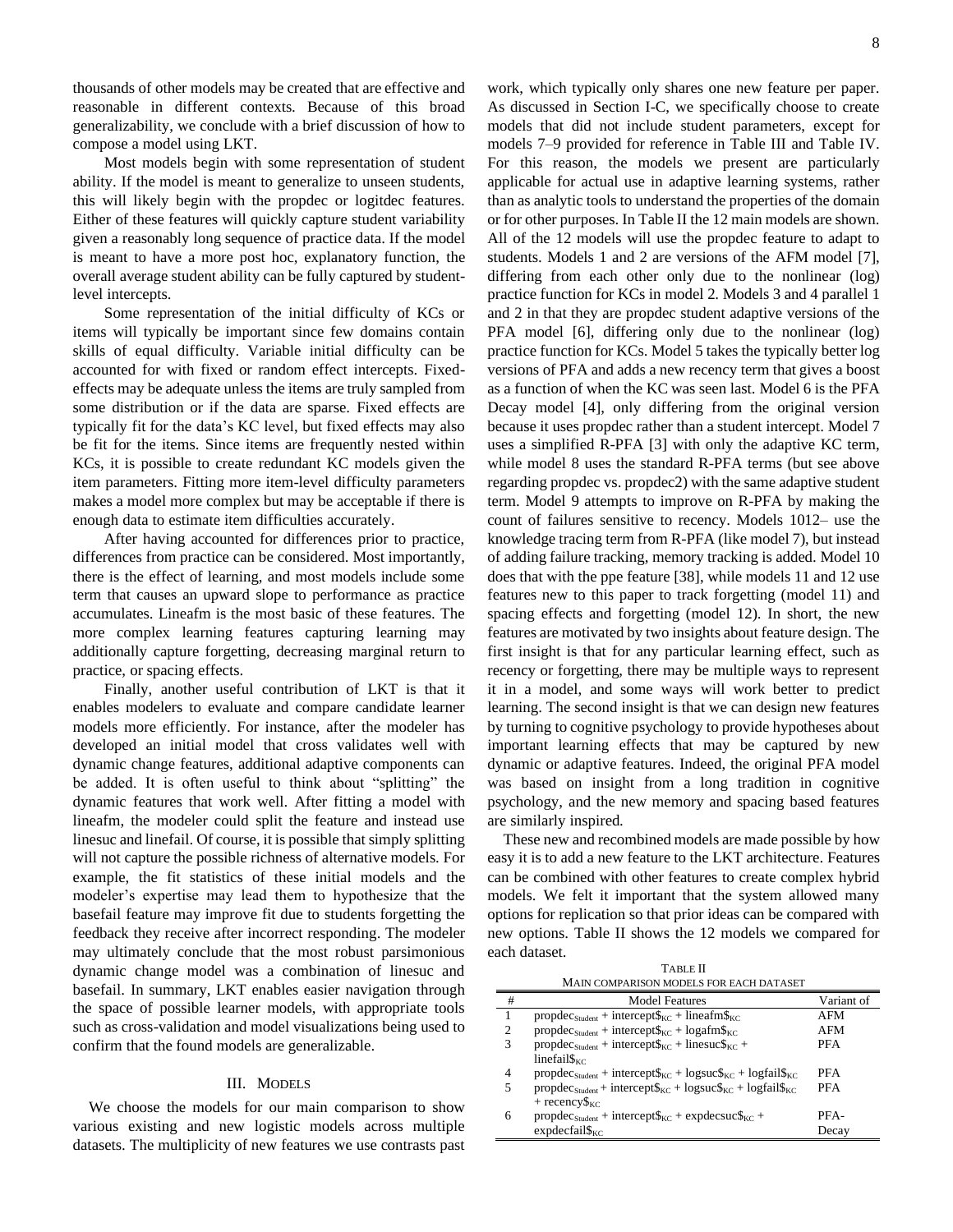thousands of other models may be created that are effective and reasonable in different contexts. Because of this broad generalizability, we conclude with a brief discussion of how to compose a model using LKT.

Most models begin with some representation of student ability. If the model is meant to generalize to unseen students, this will likely begin with the propdec or logitdec features. Either of these features will quickly capture student variability given a reasonably long sequence of practice data. If the model is meant to have a more post hoc, explanatory function, the overall average student ability can be fully captured by student-level intercepts.

Some representation of the initial difficulty of KCs or items will typically be important since few domains contain skills of equal difficulty. Variable initial difficulty can be accounted for with fixed or random effect intercepts. Fixed-effects may be adequate unless the items are truly sampled from some distribution or if the data are sparse. Fixed effects are typically fit for the data's KC level, but fixed effects may also be fit for the items. Since items are frequently nested within KCs, it is possible to create redundant KC models given the item parameters. Fitting more item-level difficulty parameters makes a model more complex but may be acceptable if there is enough data to estimate item difficulties accurately.

After having accounted for differences prior to practice, differences from practice can be considered. Most importantly, there is the effect of learning, and most models include some term that causes an upward slope to performance as practice accumulates. Lineafm is the most basic of these features. The more complex learning features capturing learning may additionally capture forgetting, decreasing marginal return to practice, or spacing effects.

Finally, another useful contribution of LKT is that it enables modelers to evaluate and compare candidate learner models more efficiently. For instance, after the modeler has developed an initial model that cross validates well with dynamic change features, additional adaptive components can be added. It is often useful to think about "splitting" the dynamic features that work well. After fitting a model with lineafm, the modeler could split the feature and instead use linesuc and linefail. Of course, it is possible that simply splitting will not capture the possible richness of alternative models. For example, the fit statistics of these initial models and the modeler's expertise may lead them to hypothesize that the basefail feature may improve fit due to students forgetting the feedback they receive after incorrect responding. The modeler may ultimately conclude that the most robust parsimonious dynamic change model was a combination of linesuc and basefail. In summary, LKT enables easier navigation through the space of possible learner models, with appropriate tools such as cross-validation and model visualizations being used to confirm that the found models are generalizable.

## III. Models

We choose the models for our main comparison to show various existing and new logistic models across multiple datasets. The multiplicity of new features we use contrasts past work, which typically only shares one new feature per paper. As discussed in Section I-C, we specifically choose to create models that did not include student parameters, except for models 7–9 provided for reference in Table III and Table IV. For this reason, the models we present are particularly applicable for actual use in adaptive learning systems, rather than as analytic tools to understand the properties of the domain or for other purposes. In Table II the 12 main models are shown. All of the 12 models will use the propdec feature to adapt to students. Models 1 and 2 are versions of the AFM model [7], differing from each other only due to the nonlinear (log) practice function for KCs in model 2. Models 3 and 4 parallel 1 and 2 in that they are propdec student adaptive versions of the PFA model [6], differing only due to the nonlinear (log) practice function for KCs. Model 5 takes the typically better log versions of PFA and adds a new recency term that gives a boost as a function of when the KC was seen last. Model 6 is the PFA Decay model [4], only differing from the original version because it uses propdec rather than a student intercept. Model 7 uses a simplified R-PFA [3] with only the adaptive KC term, while model 8 uses the standard R-PFA terms (but see above regarding propdec vs. propdec2) with the same adaptive student term. Model 9 attempts to improve on R-PFA by making the count of failures sensitive to recency. Models 1012– use the knowledge tracing term from R-PFA (like model 7), but instead of adding failure tracking, memory tracking is added. Model 10 does that with the ppe feature [38], while models 11 and 12 use features new to this paper to track forgetting (model 11) and spacing effects and forgetting (model 12). In short, the new features are motivated by two insights about feature design. The first insight is that for any particular learning effect, such as recency or forgetting, there may be multiple ways to represent it in a model, and some ways will work better to predict learning. The second insight is that we can design new features by turning to cognitive psychology to provide hypotheses about important learning effects that may be captured by new dynamic or adaptive features. Indeed, the original PFA model was based on insight from a long tradition in cognitive psychology, and the new memory and spacing based features are similarly inspired.

These new and recombined models are made possible by how easy it is to add a new feature to the LKT architecture. Features can be combined with other features to create complex hybrid models. We felt it important that the system allowed many options for replication so that prior ideas can be compared with new options. Table II shows the 12 models we compared for each dataset.

TABLE II
MAIN COMPARISON MODELS FOR EACH DATASET

| # | Model Features | Variant of |
|---|---|---|
| 1 | $\text{propdec}_{\text{Student}}$ + $\text{intercept\$}_{\text{KC}}$ + $\text{lineafm\$}_{\text{KC}}$ | AFM |
| 2 | $\text{propdec}_{\text{Student}}$ + $\text{intercept\$}_{\text{KC}}$ + $\text{logafm\$}_{\text{KC}}$ | AFM |
| 3 | $\text{propdec}_{\text{Student}}$ + $\text{intercept\$}_{\text{KC}}$ + $\text{linesuc\$}_{\text{KC}}$ + $\text{linefail\$}_{\text{KC}}$ | PFA |
| 4 | $\text{propdec}_{\text{Student}}$ + $\text{intercept\$}_{\text{KC}}$ + $\text{logsuc\$}_{\text{KC}}$ + $\text{logfail\$}_{\text{KC}}$ | PFA |
| 5 | $\text{propdec}_{\text{Student}}$ + $\text{intercept\$}_{\text{KC}}$ + $\text{logsuc\$}_{\text{KC}}$ + $\text{logfail\$}_{\text{KC}}$ + $\text{recency\$}_{\text{KC}}$ | PFA |
| 6 | $\text{propdec}_{\text{Student}}$ + $\text{intercept\$}_{\text{KC}}$ + $\text{expdecsuc\$}_{\text{KC}}$ + $\text{expdecfail\$}_{\text{KC}}$ | PFA-Decay |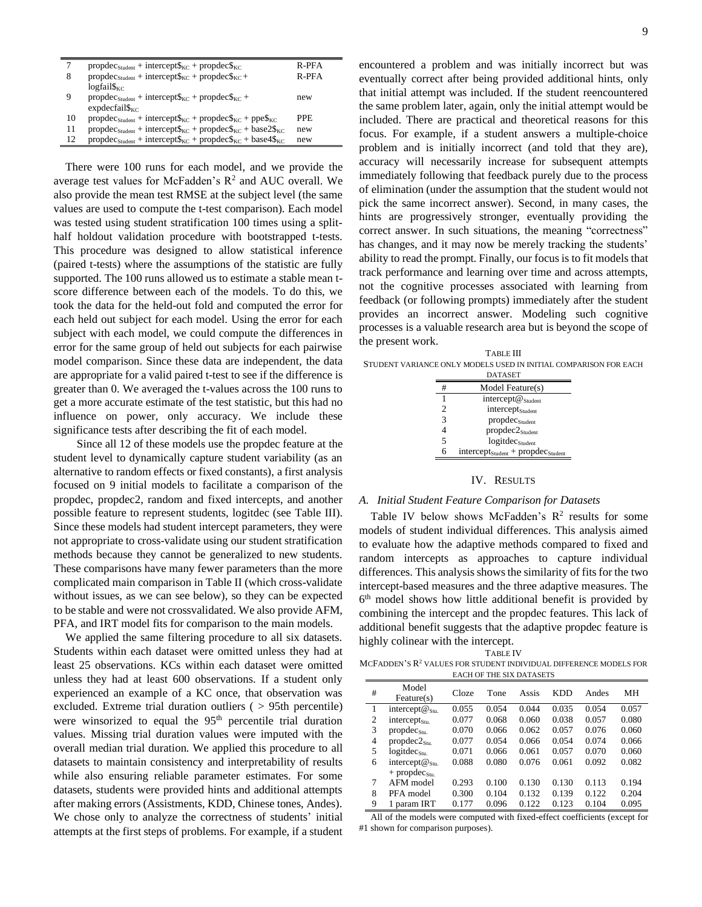| 7 | $\text{propdec}_{\text{Student}}$ + $\text{intercept\$}_{\text{KC}}$ + $\text{propdec\$}_{\text{KC}}$ | R-PFA |
|---|---|---|
| 8 | $\text{propdec}_{\text{Student}}$ + $\text{intercept\$}_{\text{KC}}$ + $\text{propdec\$}_{\text{KC}}$ + $\text{logfail\$}_{\text{KC}}$ | R-PFA |
| 9 | $\text{propdec}_{\text{Student}}$ + $\text{intercept\$}_{\text{KC}}$ + $\text{propdec\$}_{\text{KC}}$ + $\text{expdecfail\$}_{\text{KC}}$ | new |
| 10 | $\text{propdec}_{\text{Student}}$ + $\text{intercept\$}_{\text{KC}}$ + $\text{propdec\$}_{\text{KC}}$ + $\text{ppe\$}_{\text{KC}}$ | PPE |
| 11 | $\text{propdec}_{\text{Student}}$ + $\text{intercept\$}_{\text{KC}}$ + $\text{propdec\$}_{\text{KC}}$ + $\text{base2\$}_{\text{KC}}$ | new |
| 12 | $\text{propdec}_{\text{Student}}$ + $\text{intercept\$}_{\text{KC}}$ + $\text{propdec\$}_{\text{KC}}$ + $\text{base4\$}_{\text{KC}}$ | new |

There were 100 runs for each model, and we provide the average test values for McFadden's $R^2$ and AUC overall. We also provide the mean test RMSE at the subject level (the same values are used to compute the t-test comparison). Each model was tested using student stratification 100 times using a split-half holdout validation procedure with bootstrapped t-tests. This procedure was designed to allow statistical inference (paired t-tests) where the assumptions of the statistic are fully supported. The 100 runs allowed us to estimate a stable mean t-score difference between each of the models. To do this, we took the data for the held-out fold and computed the error for each held out subject for each model. Using the error for each subject with each model, we could compute the differences in error for the same group of held out subjects for each pairwise model comparison. Since these data are independent, the data are appropriate for a valid paired t-test to see if the difference is greater than 0. We averaged the t-values across the 100 runs to get a more accurate estimate of the test statistic, but this had no influence on power, only accuracy. We include these significance tests after describing the fit of each model.

Since all 12 of these models use the propdec feature at the student level to dynamically capture student variability (as an alternative to random effects or fixed constants), a first analysis focused on 9 initial models to facilitate a comparison of the propdec, propdec2, random and fixed intercepts, and another possible feature to represent students, logitdec (see Table III). Since these models had student intercept parameters, they were not appropriate to cross-validate using our student stratification methods because they cannot be generalized to new students. These comparisons have many fewer parameters than the more complicated main comparison in Table II (which cross-validate without issues, as we can see below), so they can be expected to be stable and were not crossvalidated. We also provide AFM, PFA, and IRT model fits for comparison to the main models.

We applied the same filtering procedure to all six datasets. Students within each dataset were omitted unless they had at least 25 observations. KCs within each dataset were omitted unless they had at least 600 observations. If a student only experienced an example of a KC once, that observation was excluded. Extreme trial duration outliers ( > 95th percentile) were winsorized to equal the 95th percentile trial duration values. Missing trial duration values were imputed with the overall median trial duration. We applied this procedure to all datasets to maintain consistency and interpretability of results while also ensuring reliable parameter estimates. For some datasets, students were provided hints and additional attempts after making errors (Assistments, KDD, Chinese tones, Andes). We chose only to analyze the correctness of students' initial attempts at the first steps of problems. For example, if a student encountered a problem and was initially incorrect but was eventually correct after being provided additional hints, only that initial attempt was included. If the student reencountered the same problem later, again, only the initial attempt would be included. There are practical and theoretical reasons for this focus. For example, if a student answers a multiple-choice problem and is initially incorrect (and told that they are), accuracy will necessarily increase for subsequent attempts immediately following that feedback purely due to the process of elimination (under the assumption that the student would not pick the same incorrect answer). Second, in many cases, the hints are progressively stronger, eventually providing the correct answer. In such situations, the meaning "correctness" has changes, and it may now be merely tracking the students' ability to read the prompt. Finally, our focus is to fit models that track performance and learning over time and across attempts, not the cognitive processes associated with learning from feedback (or following prompts) immediately after the student provides an incorrect answer. Modeling such cognitive processes is a valuable research area but is beyond the scope of the present work.

TABLE III
STUDENT VARIANCE ONLY MODELS USED IN INITIAL COMPARISON FOR EACH DATASET

| # | Model Feature(s) |
|---|---|
| 1 | $\text{intercept@}_{\text{Student}}$ |
| 2 | $\text{intercept}_{\text{Student}}$ |
| 3 | $\text{propdec}_{\text{Student}}$ |
| 4 | $\text{propdec2}_{\text{Student}}$ |
| 5 | $\text{logitdec}_{\text{Student}}$ |
| 6 | $\text{intercept}_{\text{Student}}$ + $\text{propdec}_{\text{Student}}$ |

## IV. RESULTS

### A. Initial Student Feature Comparison for Datasets

Table IV below shows McFadden's $R^2$ results for some models of student individual differences. This analysis aimed to evaluate how the adaptive methods compared to fixed and random intercepts as approaches to capture individual differences. This analysis shows the similarity of fits for the two intercept-based measures and the three adaptive measures. The 6th model shows how little additional benefit is provided by combining the intercept and the propdec features. This lack of additional benefit suggests that the adaptive propdec feature is highly colinear with the intercept.

TABLE IV
MCFADDEN'S $R^2$ VALUES FOR STUDENT INDIVIDUAL DIFFERENCE MODELS FOR EACH OF THE SIX DATASETS

| # | Model Feature(s) | Cloze | Tone | Assis | KDD | Andes | MH |
|---|---|---|---|---|---|---|---|
| 1 | $\text{intercept@}_{\text{Stu.}}$ | 0.055 | 0.054 | 0.044 | 0.035 | 0.054 | 0.057 |
| 2 | $\text{intercept}_{\text{Stu.}}$ | 0.077 | 0.068 | 0.060 | 0.038 | 0.057 | 0.080 |
| 3 | $\text{propdec}_{\text{Stu.}}$ | 0.070 | 0.066 | 0.062 | 0.057 | 0.076 | 0.060 |
| 4 | $\text{propdec2}_{\text{Stu.}}$ | 0.077 | 0.054 | 0.066 | 0.054 | 0.074 | 0.066 |
| 5 | $\text{logitdec}_{\text{Stu.}}$ | 0.071 | 0.066 | 0.061 | 0.057 | 0.070 | 0.060 |
| 6 | $\text{intercept@}_{\text{Stu.}}$ + $\text{propdec}_{\text{Stu.}}$ | 0.088 | 0.080 | 0.076 | 0.061 | 0.092 | 0.082 |
| 7 | AFM model | 0.293 | 0.100 | 0.130 | 0.130 | 0.113 | 0.194 |
| 8 | PFA model | 0.300 | 0.104 | 0.132 | 0.139 | 0.122 | 0.204 |
| 9 | 1 param IRT | 0.177 | 0.096 | 0.122 | 0.123 | 0.104 | 0.095 |

All of the models were computed with fixed-effect coefficients (except for #1 shown for comparison purposes).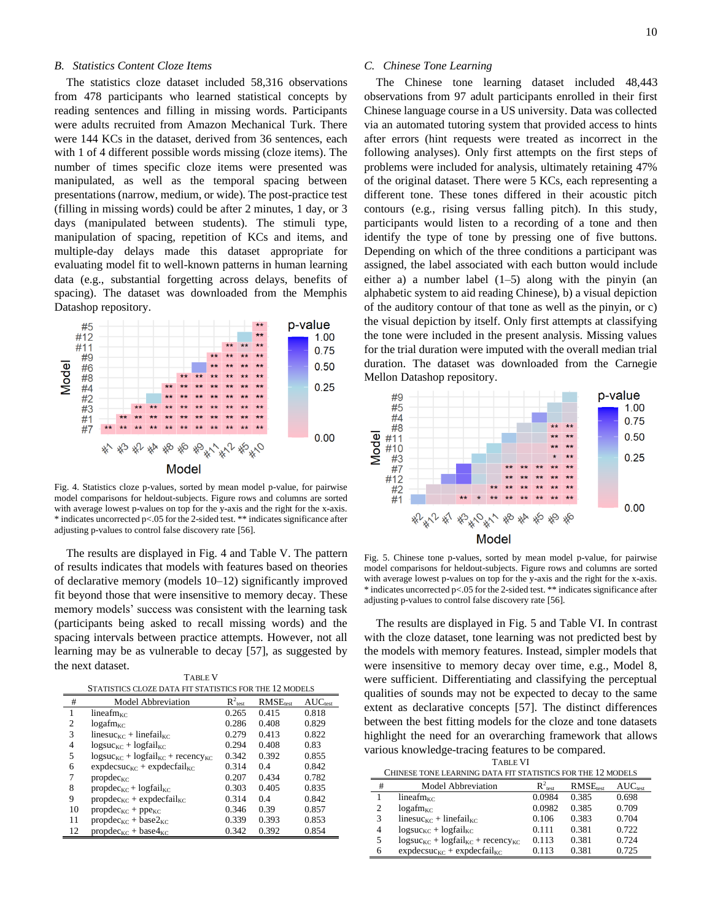### B. Statistics Content Cloze Items

The statistics cloze dataset included 58,316 observations from 478 participants who learned statistical concepts by reading sentences and filling in missing words. Participants were adults recruited from Amazon Mechanical Turk. There were 144 KCs in the dataset, derived from 36 sentences, each with 1 of 4 different possible words missing (cloze items). The number of times specific cloze items were presented was manipulated, as well as the temporal spacing between presentations (narrow, medium, or wide). The post-practice test (filling in missing words) could be after 2 minutes, 1 day, or 3 days (manipulated between students). The stimuli type, manipulation of spacing, repetition of KCs and items, and multiple-day delays made this dataset appropriate for evaluating model fit to well-known patterns in human learning data (e.g., substantial forgetting across delays, benefits of spacing). The dataset was downloaded from the Memphis Datashop repository.

Fig. 4. Statistics cloze p-values, sorted by mean model p-value, for pairwise model comparisons for heldout-subjects. Figure rows and columns are sorted with average lowest p-values on top for the y-axis and the right for the x-axis. * indicates uncorrected p<.05 for the 2-sided test. ** indicates significance after adjusting p-values to control false discovery rate [56].

The results are displayed in Fig. 4 and Table V. The pattern of results indicates that models with features based on theories of declarative memory (models 10–12) significantly improved fit beyond those that were insensitive to memory decay. These memory models' success was consistent with the learning task (participants being asked to recall missing words) and the spacing intervals between practice attempts. However, not all learning may be as vulnerable to decay [57], as suggested by the next dataset.

TABLE V
STATISTICS CLOZE DATA FIT STATISTICS FOR THE 12 MODELS

| # | Model Abbreviation | $R^2_{test}$ | $RMSE_{test}$ | $AUC_{test}$ |
|---|---|---|---|---|
| 1 | $lineafm_{KC}$ | 0.265 | 0.415 | 0.818 |
| 2 | $logafm_{KC}$ | 0.286 | 0.408 | 0.829 |
| 3 | $linesuc_{KC}$ + $linefail_{KC}$ | 0.279 | 0.413 | 0.822 |
| 4 | $logsuc_{KC}$ + $logfail_{KC}$ | 0.294 | 0.408 | 0.83 |
| 5 | $logsuc_{KC}$ + $logfail_{KC}$ + $recency_{KC}$ | 0.342 | 0.392 | 0.855 |
| 6 | $expdecsuc_{KC}$ + $expdecfail_{KC}$ | 0.314 | 0.4 | 0.842 |
| 7 | $propdec_{KC}$ | 0.207 | 0.434 | 0.782 |
| 8 | $propdec_{KC}$ + $logfail_{KC}$ | 0.303 | 0.405 | 0.835 |
| 9 | $propdec_{KC}$ + $expdecfail_{KC}$ | 0.314 | 0.4 | 0.842 |
| 10 | $propdec_{KC}$ + $ppe_{KC}$ | 0.346 | 0.39 | 0.857 |
| 11 | $propdec_{KC}$ + $base2_{KC}$ | 0.339 | 0.393 | 0.853 |
| 12 | $propdec_{KC}$ + $base4_{KC}$ | 0.342 | 0.392 | 0.854 |

### C. Chinese Tone Learning

The Chinese tone learning dataset included 48,443 observations from 97 adult participants enrolled in their first Chinese language course in a US university. Data was collected via an automated tutoring system that provided access to hints after errors (hint requests were treated as incorrect in the following analyses). Only first attempts on the first steps of problems were included for analysis, ultimately retaining 47% of the original dataset. There were 5 KCs, each representing a different tone. These tones differed in their acoustic pitch contours (e.g., rising versus falling pitch). In this study, participants would listen to a recording of a tone and then identify the type of tone by pressing one of five buttons. Depending on which of the three conditions a participant was assigned, the label associated with each button would include either a) a number label (1–5) along with the pinyin (an alphabetic system to aid reading Chinese), b) a visual depiction of the auditory contour of that tone as well as the pinyin, or c) the visual depiction by itself. Only first attempts at classifying the tone were included in the present analysis. Missing values for the trial duration were imputed with the overall median trial duration. The dataset was downloaded from the Carnegie Mellon Datashop repository.

Fig. 5. Chinese tone p-values, sorted by mean model p-value, for pairwise model comparisons for heldout-subjects. Figure rows and columns are sorted with average lowest p-values on top for the y-axis and the right for the x-axis. * indicates uncorrected p<.05 for the 2-sided test. ** indicates significance after adjusting p-values to control false discovery rate [56].

The results are displayed in Fig. 5 and Table VI. In contrast with the cloze dataset, tone learning was not predicted best by the models with memory features. Instead, simpler models that were insensitive to memory decay over time, e.g., Model 8, were sufficient. Differentiating and classifying the perceptual qualities of sounds may not be expected to decay to the same extent as declarative concepts [57]. The distinct differences between the best fitting models for the cloze and tone datasets highlight the need for an overarching framework that allows various knowledge-tracing features to be compared.

TABLE VI
CHINESE TONE LEARNING DATA FIT STATISTICS FOR THE 12 MODELS

| # | Model Abbreviation | $R^2_{test}$ | $RMSE_{test}$ | $AUC_{test}$ |
|---|---|---|---|---|
| 1 | $lineafm_{KC}$ | 0.0984 | 0.385 | 0.698 |
| 2 | $logafm_{KC}$ | 0.0982 | 0.385 | 0.709 |
| 3 | $linesuc_{KC}$ + $linefail_{KC}$ | 0.106 | 0.383 | 0.704 |
| 4 | $logsuc_{KC}$ + $logfail_{KC}$ | 0.111 | 0.381 | 0.722 |
| 5 | $logsuc_{KC}$ + $logfail_{KC}$ + $recency_{KC}$ | 0.113 | 0.381 | 0.724 |
| 6 | $expdecsuc_{KC}$ + $expdecfail_{KC}$ | 0.113 | 0.381 | 0.725 |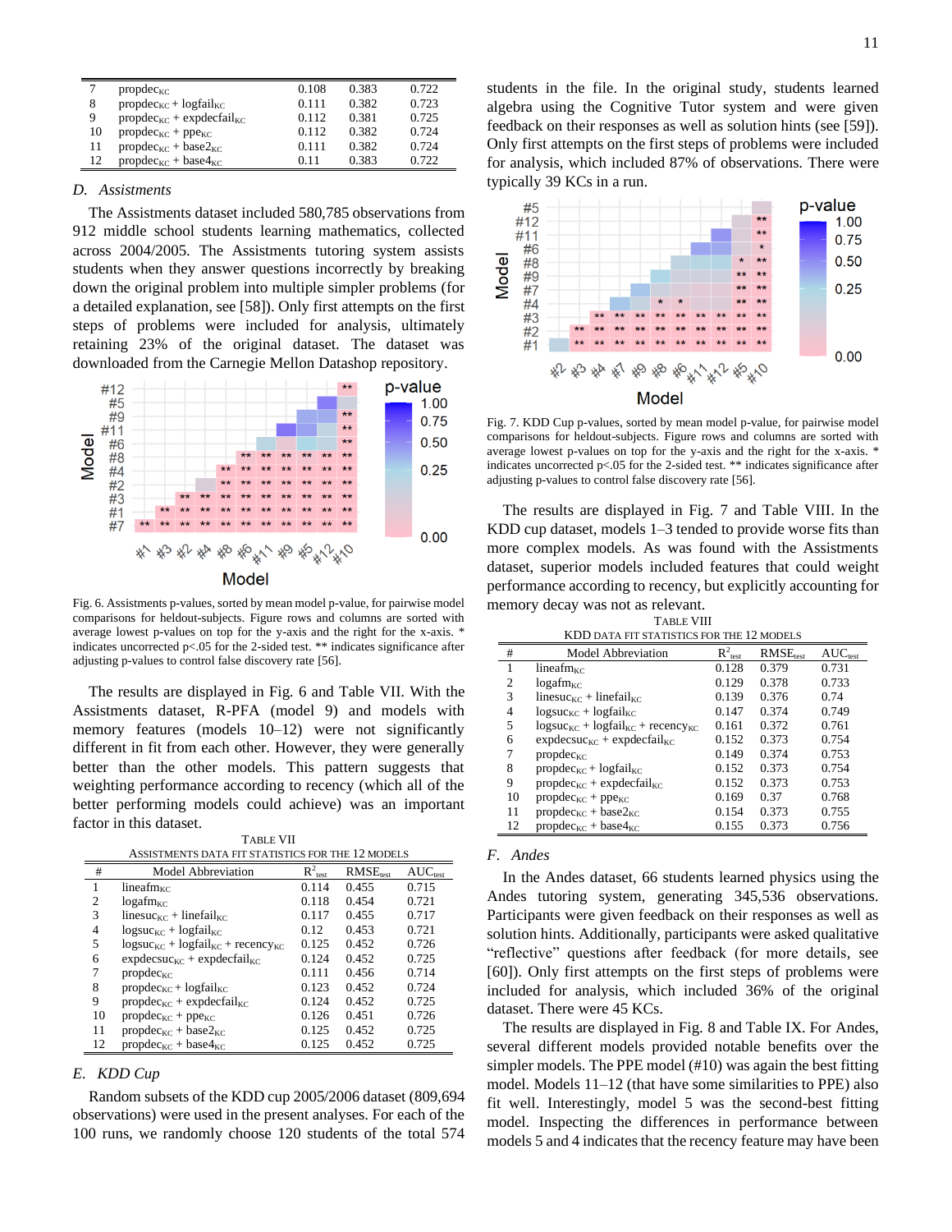| 7 | $\text{propdec}_{KC}$ | 0.108 | 0.383 | 0.722 |
|---|---|---|---|---|
| 8 | $\text{propdec}_{KC} + \text{logfail}_{KC}$ | 0.111 | 0.382 | 0.723 |
| 9 | $\text{propdec}_{KC} + \text{expdecfail}_{KC}$ | 0.112 | 0.381 | 0.725 |
| 10 | $\text{propdec}_{KC} + \text{ppe}_{KC}$ | 0.112 | 0.382 | 0.724 |
| 11 | $\text{propdec}_{KC} + \text{base2}_{KC}$ | 0.111 | 0.382 | 0.724 |
| 12 | $\text{propdec}_{KC} + \text{base4}_{KC}$ | 0.11 | 0.383 | 0.722 |

### *D. Assistments*

The Assistments dataset included 580,785 observations from 912 middle school students learning mathematics, collected across 2004/2005. The Assistments tutoring system assists students when they answer questions incorrectly by breaking down the original problem into multiple simpler problems (for a detailed explanation, see [58]). Only first attempts on the first steps of problems were included for analysis, ultimately retaining 23% of the original dataset. The dataset was downloaded from the Carnegie Mellon Datashop repository.

Fig. 6. Assistments p-values, sorted by mean model p-value, for pairwise model comparisons for heldout-subjects. Figure rows and columns are sorted with average lowest p-values on top for the y-axis and the right for the x-axis. * indicates uncorrected p<.05 for the 2-sided test. ** indicates significance after adjusting p-values to control false discovery rate [56].

The results are displayed in Fig. 6 and Table VII. With the Assistments dataset, R-PFA (model 9) and models with memory features (models 10–12) were not significantly different in fit from each other. However, they were generally better than the other models. This pattern suggests that weighting performance according to recency (which all of the better performing models could achieve) was an important factor in this dataset.

TABLE VII
ASSISTMENTS DATA FIT STATISTICS FOR THE 12 MODELS

| # | Model Abbreviation | $R^2_{test}$ | $RMSE_{test}$ | $AUC_{test}$ |
|---|---|---|---|---|
| 1 | $\text{lineafm}_{KC}$ | 0.114 | 0.455 | 0.715 |
| 2 | $\text{logafm}_{KC}$ | 0.118 | 0.454 | 0.721 |
| 3 | $\text{linesuc}_{KC} + \text{linefail}_{KC}$ | 0.117 | 0.455 | 0.717 |
| 4 | $\text{logsuc}_{KC} + \text{logfail}_{KC}$ | 0.12 | 0.453 | 0.721 |
| 5 | $\text{logsuc}_{KC} + \text{logfail}_{KC} + \text{recency}_{KC}$ | 0.125 | 0.452 | 0.726 |
| 6 | $\text{expdecsuc}_{KC} + \text{expdecfail}_{KC}$ | 0.124 | 0.452 | 0.725 |
| 7 | $\text{propdec}_{KC}$ | 0.111 | 0.456 | 0.714 |
| 8 | $\text{propdec}_{KC} + \text{logfail}_{KC}$ | 0.123 | 0.452 | 0.724 |
| 9 | $\text{propdec}_{KC} + \text{expdecfail}_{KC}$ | 0.124 | 0.452 | 0.725 |
| 10 | $\text{propdec}_{KC} + \text{ppe}_{KC}$ | 0.126 | 0.451 | 0.726 |
| 11 | $\text{propdec}_{KC} + \text{base2}_{KC}$ | 0.125 | 0.452 | 0.725 |
| 12 | $\text{propdec}_{KC} + \text{base4}_{KC}$ | 0.125 | 0.452 | 0.725 |

### *E. KDD Cup*

Random subsets of the KDD cup 2005/2006 dataset (809,694 observations) were used in the present analyses. For each of the 100 runs, we randomly choose 120 students of the total 574 students in the file. In the original study, students learned algebra using the Cognitive Tutor system and were given feedback on their responses as well as solution hints (see [59]). Only first attempts on the first steps of problems were included for analysis, which included 87% of observations. There were typically 39 KCs in a run.

Fig. 7. KDD Cup p-values, sorted by mean model p-value, for pairwise model comparisons for heldout-subjects. Figure rows and columns are sorted with average lowest p-values on top for the y-axis and the right for the x-axis. * indicates uncorrected p<.05 for the 2-sided test. ** indicates significance after adjusting p-values to control false discovery rate [56].

The results are displayed in Fig. 7 and Table VIII. In the KDD cup dataset, models 1–3 tended to provide worse fits than more complex models. As was found with the Assistments dataset, superior models included features that could weight performance according to recency, but explicitly accounting for memory decay was not as relevant.

TABLE VIII
KDD DATA FIT STATISTICS FOR THE 12 MODELS

| # | Model Abbreviation | $R^2_{test}$ | $RMSE_{test}$ | $AUC_{test}$ |
|---|---|---|---|---|
| 1 | $\text{lineafm}_{KC}$ | 0.128 | 0.379 | 0.731 |
| 2 | $\text{logafm}_{KC}$ | 0.129 | 0.378 | 0.733 |
| 3 | $\text{linesuc}_{KC} + \text{linefail}_{KC}$ | 0.139 | 0.376 | 0.74 |
| 4 | $\text{logsuc}_{KC} + \text{logfail}_{KC}$ | 0.147 | 0.374 | 0.749 |
| 5 | $\text{logsuc}_{KC} + \text{logfail}_{KC} + \text{recency}_{KC}$ | 0.161 | 0.372 | 0.761 |
| 6 | $\text{expdecsuc}_{KC} + \text{expdecfail}_{KC}$ | 0.152 | 0.373 | 0.754 |
| 7 | $\text{propdec}_{KC}$ | 0.149 | 0.374 | 0.753 |
| 8 | $\text{propdec}_{KC} + \text{logfail}_{KC}$ | 0.152 | 0.373 | 0.754 |
| 9 | $\text{propdec}_{KC} + \text{expdecfail}_{KC}$ | 0.152 | 0.373 | 0.753 |
| 10 | $\text{propdec}_{KC} + \text{ppe}_{KC}$ | 0.169 | 0.37 | 0.768 |
| 11 | $\text{propdec}_{KC} + \text{base2}_{KC}$ | 0.154 | 0.373 | 0.755 |
| 12 | $\text{propdec}_{KC} + \text{base4}_{KC}$ | 0.155 | 0.373 | 0.756 |

### *F. Andes*

In the Andes dataset, 66 students learned physics using the Andes tutoring system, generating 345,536 observations. Participants were given feedback on their responses as well as solution hints. Additionally, participants were asked qualitative "reflective" questions after feedback (for more details, see [60]). Only first attempts on the first steps of problems were included for analysis, which included 36% of the original dataset. There were 45 KCs.

The results are displayed in Fig. 8 and Table IX. For Andes, several different models provided notable benefits over the simpler models. The PPE model (#10) was again the best fitting model. Models 11–12 (that have some similarities to PPE) also fit well. Interestingly, model 5 was the second-best fitting model. Inspecting the differences in performance between models 5 and 4 indicates that the recency feature may have been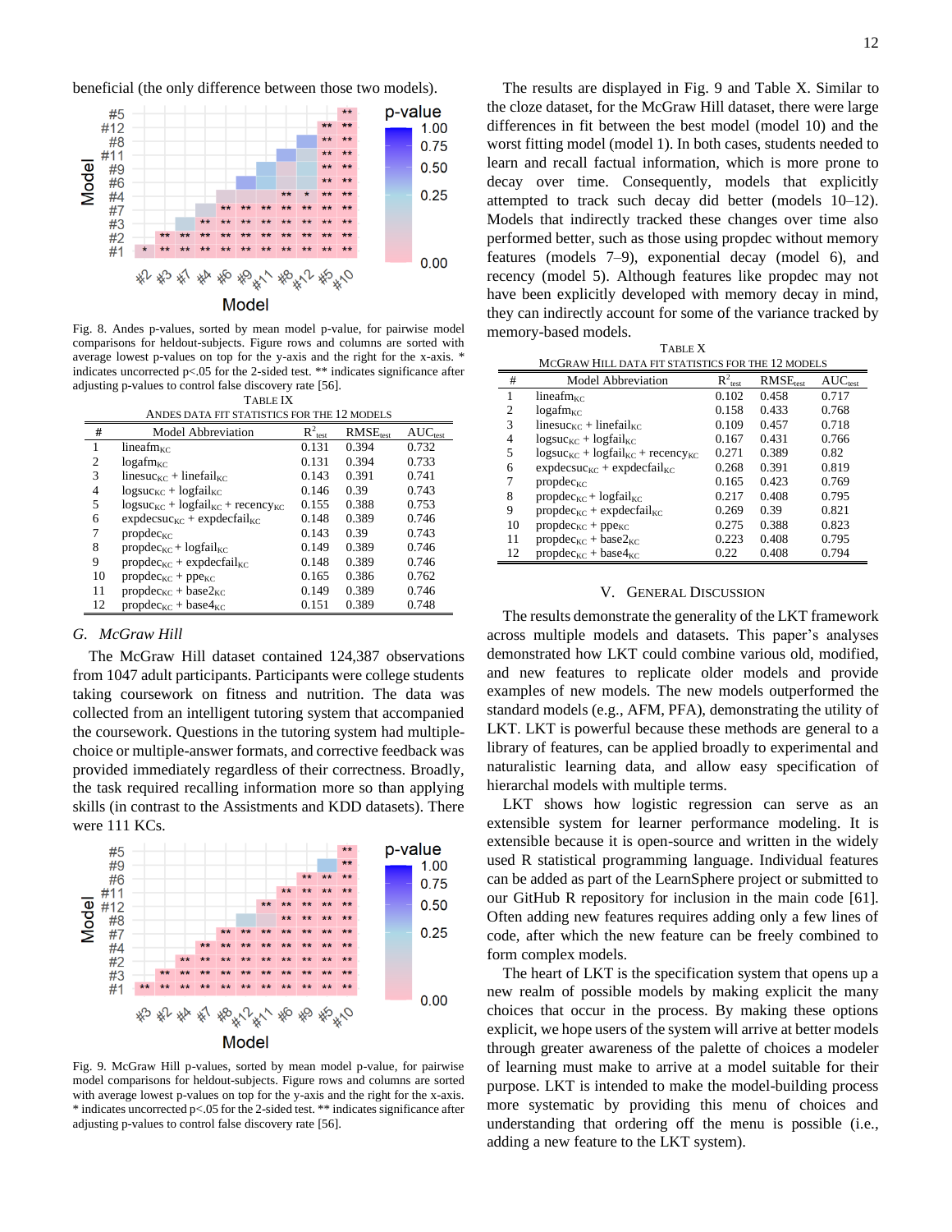beneficial (the only difference between those two models).

Fig. 8. Andes p-values, sorted by mean model p-value, for pairwise model comparisons for heldout-subjects. Figure rows and columns are sorted with average lowest p-values on top for the y-axis and the right for the x-axis. * indicates uncorrected p<.05 for the 2-sided test. ** indicates significance after adjusting p-values to control false discovery rate [56].

TABLE IX
ANDES DATA FIT STATISTICS FOR THE 12 MODELS

| # | Model Abbreviation | $R^2_{test}$ | $RMSE_{test}$ | $AUC_{test}$ |
|---|---|---|---|---|
| 1 | $lineafm_{KC}$ | 0.131 | 0.394 | 0.732 |
| 2 | $logafm_{KC}$ | 0.131 | 0.394 | 0.733 |
| 3 | $linesuc_{KC}$ + $linefail_{KC}$ | 0.143 | 0.391 | 0.741 |
| 4 | $logsuc_{KC}$ + $logfail_{KC}$ | 0.146 | 0.39 | 0.743 |
| 5 | $logsuc_{KC}$ + $logfail_{KC}$ + $recency_{KC}$ | 0.155 | 0.388 | 0.753 |
| 6 | $expdecsuc_{KC}$ + $expdecfail_{KC}$ | 0.148 | 0.389 | 0.746 |
| 7 | $propdec_{KC}$ | 0.143 | 0.39 | 0.743 |
| 8 | $propdec_{KC}$ + $logfail_{KC}$ | 0.149 | 0.389 | 0.746 |
| 9 | $propdec_{KC}$ + $expdecfail_{KC}$ | 0.148 | 0.389 | 0.746 |
| 10 | $propdec_{KC}$ + $ppe_{KC}$ | 0.165 | 0.386 | 0.762 |
| 11 | $propdec_{KC}$ + $base2_{KC}$ | 0.149 | 0.389 | 0.746 |
| 12 | $propdec_{KC}$ + $base4_{KC}$ | 0.151 | 0.389 | 0.748 |

### *G. McGraw Hill*

The McGraw Hill dataset contained 124,387 observations from 1047 adult participants. Participants were college students taking coursework on fitness and nutrition. The data was collected from an intelligent tutoring system that accompanied the coursework. Questions in the tutoring system had multiple-choice or multiple-answer formats, and corrective feedback was provided immediately regardless of their correctness. Broadly, the task required recalling information more so than applying skills (in contrast to the Assistments and KDD datasets). There were 111 KCs.

Fig. 9. McGraw Hill p-values, sorted by mean model p-value, for pairwise model comparisons for heldout-subjects. Figure rows and columns are sorted with average lowest p-values on top for the y-axis and the right for the x-axis. * indicates uncorrected p<.05 for the 2-sided test. ** indicates significance after adjusting p-values to control false discovery rate [56].

The results are displayed in Fig. 9 and Table X. Similar to the cloze dataset, for the McGraw Hill dataset, there were large differences in fit between the best model (model 10) and the worst fitting model (model 1). In both cases, students needed to learn and recall factual information, which is more prone to decay over time. Consequently, models that explicitly attempted to track such decay did better (models 10–12). Models that indirectly tracked these changes over time also performed better, such as those using propdec without memory features (models 7–9), exponential decay (model 6), and recency (model 5). Although features like propdec may not have been explicitly developed with memory decay in mind, they can indirectly account for some of the variance tracked by memory-based models.

TABLE X
MCGRAW HILL DATA FIT STATISTICS FOR THE 12 MODELS

| # | Model Abbreviation | $R^2_{test}$ | $RMSE_{test}$ | $AUC_{test}$ |
|---|---|---|---|---|
| 1 | $lineafm_{KC}$ | 0.102 | 0.458 | 0.717 |
| 2 | $logafm_{KC}$ | 0.158 | 0.433 | 0.768 |
| 3 | $linesuc_{KC}$ + $linefail_{KC}$ | 0.109 | 0.457 | 0.718 |
| 4 | $logsuc_{KC}$ + $logfail_{KC}$ | 0.167 | 0.431 | 0.766 |
| 5 | $logsuc_{KC}$ + $logfail_{KC}$ + $recency_{KC}$ | 0.271 | 0.389 | 0.82 |
| 6 | $expdecsuc_{KC}$ + $expdecfail_{KC}$ | 0.268 | 0.391 | 0.819 |
| 7 | $propdec_{KC}$ | 0.165 | 0.423 | 0.769 |
| 8 | $propdec_{KC}$ + $logfail_{KC}$ | 0.217 | 0.408 | 0.795 |
| 9 | $propdec_{KC}$ + $expdecfail_{KC}$ | 0.269 | 0.39 | 0.821 |
| 10 | $propdec_{KC}$ + $ppe_{KC}$ | 0.275 | 0.388 | 0.823 |
| 11 | $propdec_{KC}$ + $base2_{KC}$ | 0.223 | 0.408 | 0.795 |
| 12 | $propdec_{KC}$ + $base4_{KC}$ | 0.22 | 0.408 | 0.794 |

## V. GENERAL DISCUSSION

The results demonstrate the generality of the LKT framework across multiple models and datasets. This paper's analyses demonstrated how LKT could combine various old, modified, and new features to replicate older models and provide examples of new models. The new models outperformed the standard models (e.g., AFM, PFA), demonstrating the utility of LKT. LKT is powerful because these methods are general to a library of features, can be applied broadly to experimental and naturalistic learning data, and allow easy specification of hierarchical models with multiple terms.

LKT shows how logistic regression can serve as an extensible system for learner performance modeling. It is extensible because it is open-source and written in the widely used R statistical programming language. Individual features can be added as part of the LearnSphere project or submitted to our GitHub R repository for inclusion in the main code [61]. Often adding new features requires adding only a few lines of code, after which the new feature can be freely combined to form complex models.

The heart of LKT is the specification system that opens up a new realm of possible models by making explicit the many choices that occur in the process. By making these options explicit, we hope users of the system will arrive at better models through greater awareness of the palette of choices a modeler of learning must make to arrive at a model suitable for their purpose. LKT is intended to make the model-building process more systematic by providing this menu of choices and understanding that ordering off the menu is possible (i.e., adding a new feature to the LKT system).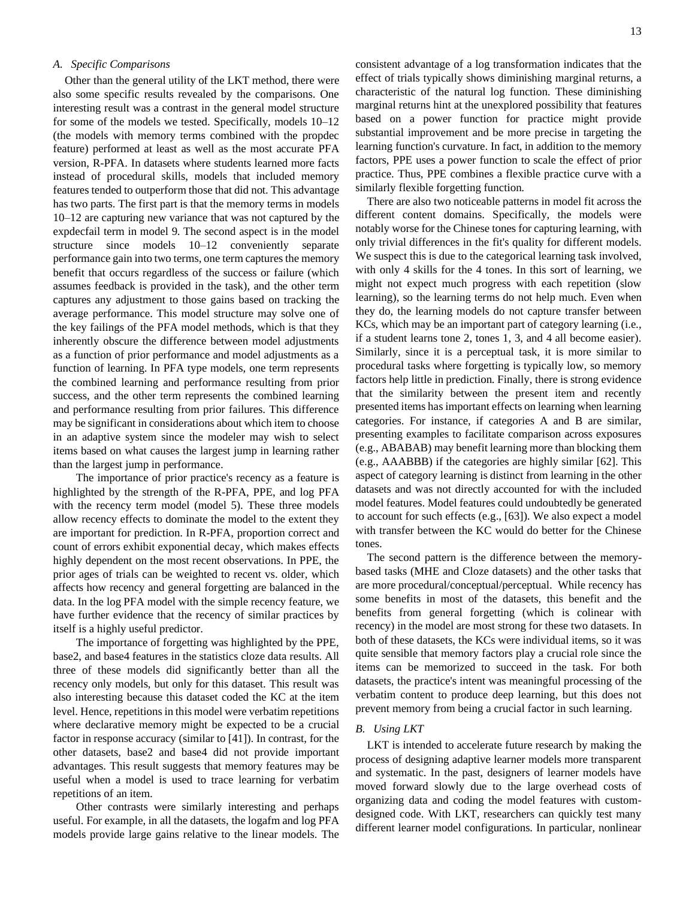### A. Specific Comparisons

Other than the general utility of the LKT method, there were also some specific results revealed by the comparisons. One interesting result was a contrast in the general model structure for some of the models we tested. Specifically, models 10–12 (the models with memory terms combined with the propdec feature) performed at least as well as the most accurate PFA version, R-PFA. In datasets where students learned more facts instead of procedural skills, models that included memory features tended to outperform those that did not. This advantage has two parts. The first part is that the memory terms in models 10–12 are capturing new variance that was not captured by the expdecfail term in model 9. The second aspect is in the model structure since models 10–12 conveniently separate performance gain into two terms, one term captures the memory benefit that occurs regardless of the success or failure (which assumes feedback is provided in the task), and the other term captures any adjustment to those gains based on tracking the average performance. This model structure may solve one of the key failings of the PFA model methods, which is that they inherently obscure the difference between model adjustments as a function of prior performance and model adjustments as a function of learning. In PFA type models, one term represents the combined learning and performance resulting from prior success, and the other term represents the combined learning and performance resulting from prior failures. This difference may be significant in considerations about which item to choose in an adaptive system since the modeler may wish to select items based on what causes the largest jump in learning rather than the largest jump in performance.

The importance of prior practice's recency as a feature is highlighted by the strength of the R-PFA, PPE, and log PFA with the recency term model (model 5). These three models allow recency effects to dominate the model to the extent they are important for prediction. In R-PFA, proportion correct and count of errors exhibit exponential decay, which makes effects highly dependent on the most recent observations. In PPE, the prior ages of trials can be weighted to recent vs. older, which affects how recency and general forgetting are balanced in the data. In the log PFA model with the simple recency feature, we have further evidence that the recency of similar practices by itself is a highly useful predictor.

The importance of forgetting was highlighted by the PPE, base2, and base4 features in the statistics cloze data results. All three of these models did significantly better than all the recency only models, but only for this dataset. This result was also interesting because this dataset coded the KC at the item level. Hence, repetitions in this model were verbatim repetitions where declarative memory might be expected to be a crucial factor in response accuracy (similar to [41]). In contrast, for the other datasets, base2 and base4 did not provide important advantages. This result suggests that memory features may be useful when a model is used to trace learning for verbatim repetitions of an item.

Other contrasts were similarly interesting and perhaps useful. For example, in all the datasets, the logafm and log PFA models provide large gains relative to the linear models. The consistent advantage of a log transformation indicates that the effect of trials typically shows diminishing marginal returns, a characteristic of the natural log function. These diminishing marginal returns hint at the unexplored possibility that features based on a power function for practice might provide substantial improvement and be more precise in targeting the learning function's curvature. In fact, in addition to the memory factors, PPE uses a power function to scale the effect of prior practice. Thus, PPE combines a flexible practice curve with a similarly flexible forgetting function.

There are also two noticeable patterns in model fit across the different content domains. Specifically, the models were notably worse for the Chinese tones for capturing learning, with only trivial differences in the fit's quality for different models. We suspect this is due to the categorical learning task involved, with only 4 skills for the 4 tones. In this sort of learning, we might not expect much progress with each repetition (slow learning), so the learning terms do not help much. Even when they do, the learning models do not capture transfer between KCs, which may be an important part of category learning (i.e., if a student learns tone 2, tones 1, 3, and 4 all become easier). Similarly, since it is a perceptual task, it is more similar to procedural tasks where forgetting is typically low, so memory factors help little in prediction. Finally, there is strong evidence that the similarity between the present item and recently presented items has important effects on learning when learning categories. For instance, if categories A and B are similar, presenting examples to facilitate comparison across exposures (e.g., ABABAB) may benefit learning more than blocking them (e.g., AAABBB) if the categories are highly similar [62]. This aspect of category learning is distinct from learning in the other datasets and was not directly accounted for with the included model features. Model features could undoubtedly be generated to account for such effects (e.g., [63]). We also expect a model with transfer between the KC would do better for the Chinese tones.

The second pattern is the difference between the memory-based tasks (MHE and Cloze datasets) and the other tasks that are more procedural/conceptual/perceptual. While recency has some benefits in most of the datasets, this benefit and the benefits from general forgetting (which is colinear with recency) in the model are most strong for these two datasets. In both of these datasets, the KCs were individual items, so it was quite sensible that memory factors play a crucial role since the items can be memorized to succeed in the task. For both datasets, the practice's intent was meaningful processing of the verbatim content to produce deep learning, but this does not prevent memory from being a crucial factor in such learning.

### B. Using LKT

LKT is intended to accelerate future research by making the process of designing adaptive learner models more transparent and systematic. In the past, designers of learner models have moved forward slowly due to the large overhead costs of organizing data and coding the model features with custom-designed code. With LKT, researchers can quickly test many different learner model configurations. In particular, nonlinear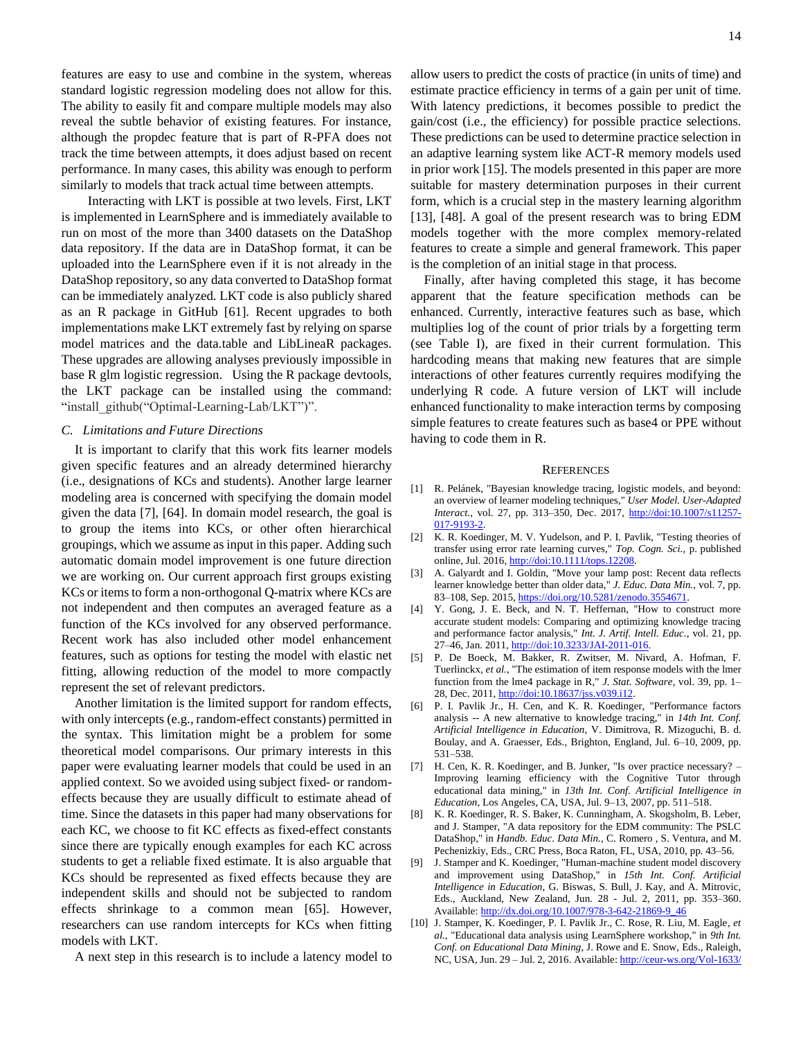features are easy to use and combine in the system, whereas standard logistic regression modeling does not allow for this. The ability to easily fit and compare multiple models may also reveal the subtle behavior of existing features. For instance, although the propdec feature that is part of R-PFA does not track the time between attempts, it does adjust based on recent performance. In many cases, this ability was enough to perform similarly to models that track actual time between attempts.

Interacting with LKT is possible at two levels. First, LKT is implemented in LearnSphere and is immediately available to run on most of the more than 3400 datasets on the DataShop data repository. If the data are in DataShop format, it can be uploaded into the LearnSphere even if it is not already in the DataShop repository, so any data converted to DataShop format can be immediately analyzed. LKT code is also publicly shared as an R package in GitHub [61]. Recent upgrades to both implementations make LKT extremely fast by relying on sparse model matrices and the data.table and LibLineaR packages. These upgrades are allowing analyses previously impossible in base R glm logistic regression. Using the R package devtools, the LKT package can be installed using the command: "install_github("Optimal-Learning-Lab/LKT")".

### C. Limitations and Future Directions

It is important to clarify that this work fits learner models given specific features and an already determined hierarchy (i.e., designations of KCs and students). Another large learner modeling area is concerned with specifying the domain model given the data [7], [64]. In domain model research, the goal is to group the items into KCs, or other often hierarchical groupings, which we assume as input in this paper. Adding such automatic domain model improvement is one future direction we are working on. Our current approach first groups existing KCs or items to form a non-orthogonal Q-matrix where KCs are not independent and then computes an averaged feature as a function of the KCs involved for any observed performance. Recent work has also included other model enhancement features, such as options for testing the model with elastic net fitting, allowing reduction of the model to more compactly represent the set of relevant predictors.

Another limitation is the limited support for random effects, with only intercepts (e.g., random-effect constants) permitted in the syntax. This limitation might be a problem for some theoretical model comparisons. Our primary interests in this paper were evaluating learner models that could be used in an applied context. So we avoided using subject fixed- or random-effects because they are usually difficult to estimate ahead of time. Since the datasets in this paper had many observations for each KC, we choose to fit KC effects as fixed-effect constants since there are typically enough examples for each KC across students to get a reliable fixed estimate. It is also arguable that KCs should be represented as fixed effects because they are independent skills and should not be subjected to random effects shrinkage to a common mean [65]. However, researchers can use random intercepts for KCs when fitting models with LKT.

A next step in this research is to include a latency model to allow users to predict the costs of practice (in units of time) and estimate practice efficiency in terms of a gain per unit of time. With latency predictions, it becomes possible to predict the gain/cost (i.e., the efficiency) for possible practice selections. These predictions can be used to determine practice selection in an adaptive learning system like ACT-R memory models used in prior work [15]. The models presented in this paper are more suitable for mastery determination purposes in their current form, which is a crucial step in the mastery learning algorithm [13], [48]. A goal of the present research was to bring EDM models together with the more complex memory-related features to create a simple and general framework. This paper is the completion of an initial stage in that process.

Finally, after having completed this stage, it has become apparent that the feature specification methods can be enhanced. Currently, interactive features such as base, which multiplies log of the count of prior trials by a forgetting term (see Table I), are fixed in their current formulation. This hardcoding means that making new features that are simple interactions of other features currently requires modifying the underlying R code. A future version of LKT will include enhanced functionality to make interaction terms by composing simple features to create features such as base4 or PPE without having to code them in R.

## References

[1] R. Pelánek, "Bayesian knowledge tracing, logistic models, and beyond: an overview of learner modeling techniques," *User Model. User-Adapted Interact.*, vol. 27, pp. 313–350, Dec. 2017, http://doi:10.1007/s11257-017-9193-2.

[2] K. R. Koedinger, M. V. Yudelson, and P. I. Pavlik, "Testing theories of transfer using error rate learning curves," *Top. Cogn. Sci.*, p. published online, Jul. 2016, http://doi:10.1111/tops.12208.

[3] A. Galyardt and I. Goldin, "Move your lamp post: Recent data reflects learner knowledge better than older data," *J. Educ. Data Min.*, vol. 7, pp. 83–108, Sep. 2015, https://doi.org/10.5281/zenodo.3554671.

[4] Y. Gong, J. E. Beck, and N. T. Heffernan, "How to construct more accurate student models: Comparing and optimizing knowledge tracing and performance factor analysis," *Int. J. Artif. Intell. Educ.*, vol. 21, pp. 27–46, Jan. 2011, http://doi:10.3233/JAI-2011-016.

[5] P. De Boeck, M. Bakker, R. Zwitser, M. Nivard, A. Hofman, F. Tuerlinckx, *et al.*, "The estimation of item response models with the lmer function from the lme4 package in R," *J. Stat. Software*, vol. 39, pp. 1–28, Dec. 2011, http://doi:10.18637/jss.v039.i12.

[6] P. I. Pavlik Jr., H. Cen, and K. R. Koedinger, "Performance factors analysis -- A new alternative to knowledge tracing," in *14th Int. Conf. Artificial Intelligence in Education*, V. Dimitrova, R. Mizoguchi, B. d. Boulay, and A. Graesser, Eds., Brighton, England, Jul. 6–10, 2009, pp. 531–538.

[7] H. Cen, K. R. Koedinger, and B. Junker, "Is over practice necessary? – Improving learning efficiency with the Cognitive Tutor through educational data mining," in *13th Int. Conf. Artificial Intelligence in Education*, Los Angeles, CA, USA, Jul. 9–13, 2007, pp. 511–518.

[8] K. R. Koedinger, R. S. Baker, K. Cunningham, A. Skogsholm, B. Leber, and J. Stamper, "A data repository for the EDM community: The PSLC DataShop," in *Handb. Educ. Data Min.*, C. Romero , S. Ventura, and M. Pechenizkiy, Eds., CRC Press, Boca Raton, FL, USA, 2010, pp. 43–56.

[9] J. Stamper and K. Koedinger, "Human-machine student model discovery and improvement using DataShop," in *15th Int. Conf. Artificial Intelligence in Education*, G. Biswas, S. Bull, J. Kay, and A. Mitrovic, Eds., Auckland, New Zealand, Jun. 28 - Jul. 2, 2011, pp. 353–360. Available: http://dx.doi.org/10.1007/978-3-642-21869-9_46

[10] J. Stamper, K. Koedinger, P. I. Pavlik Jr., C. Rose, R. Liu, M. Eagle, *et al.*, "Educational data analysis using LearnSphere workshop," in *9th Int. Conf. on Educational Data Mining*, J. Rowe and E. Snow, Eds., Raleigh, NC, USA, Jun. 29 – Jul. 2, 2016. Available: http://ceur-ws.org/Vol-1633/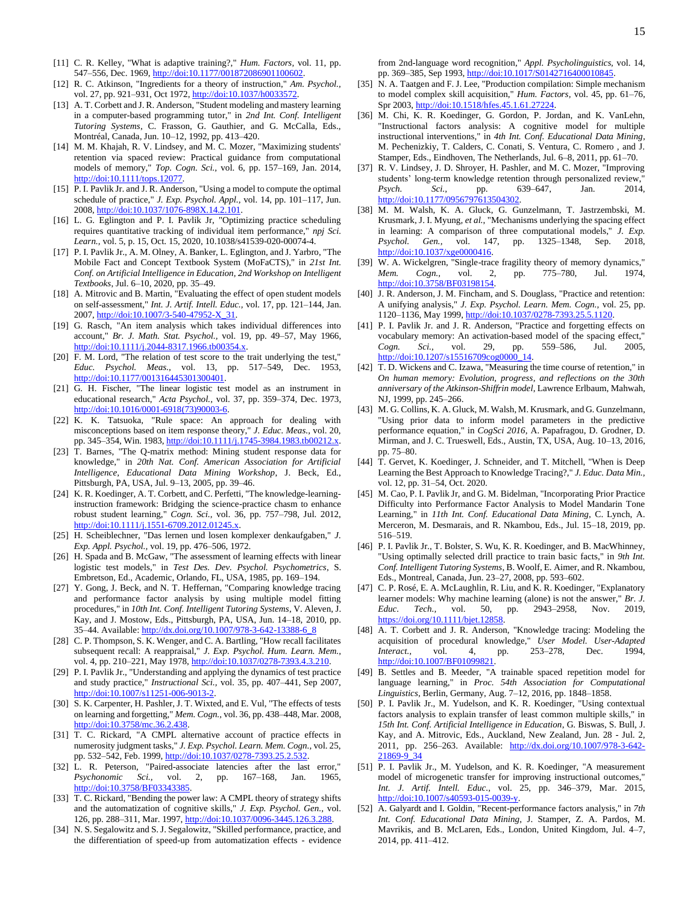[11] C. R. Kelley, "What is adaptive training?," *Hum. Factors*, vol. 11, pp. 547–556, Dec. 1969, http://doi:10.1177/001872086901100602.

[12] R. C. Atkinson, "Ingredients for a theory of instruction," *Am. Psychol.*, vol. 27, pp. 921–931, Oct 1972, http://doi:10.1037/h0033572.

[13] A. T. Corbett and J. R. Anderson, "Student modeling and mastery learning in a computer-based programming tutor," in *2nd Int. Conf. Intelligent Tutoring Systems*, C. Frasson, G. Gauthier, and G. McCalla, Eds., Montréal, Canada, Jun. 10–12, 1992, pp. 413–420.

[14] M. M. Khajah, R. V. Lindsey, and M. C. Mozer, "Maximizing students' retention via spaced review: Practical guidance from computational models of memory," *Top. Cogn. Sci.*, vol. 6, pp. 157–169, Jan. 2014, http://doi:10.1111/tops.12077.

[15] P. I. Pavlik Jr. and J. R. Anderson, "Using a model to compute the optimal schedule of practice," *J. Exp. Psychol. Appl.*, vol. 14, pp. 101–117, Jun. 2008, http://doi:10.1037/1076-898X.14.2.101.

[16] L. G. Eglington and P. I. Pavlik Jr, "Optimizing practice scheduling requires quantitative tracking of individual item performance," *npj Sci. Learn.*, vol. 5, p. 15, Oct. 15, 2020, 10.1038/s41539-020-00074-4.

[17] P. I. Pavlik Jr., A. M. Olney, A. Banker, L. Eglington, and J. Yarbro, "The Mobile Fact and Concept Textbook System (MoFaCTS)," in *21st Int. Conf. on Artificial Intelligence in Education, 2nd Workshop on Intelligent Textbooks*, Jul. 6–10, 2020, pp. 35–49.

[18] A. Mitrovic and B. Martin, "Evaluating the effect of open student models on self-assessment," *Int. J. Artif. Intell. Educ.*, vol. 17, pp. 121–144, Jan. 2007, http://doi:10.1007/3-540-47952-X_31.

[19] G. Rasch, "An item analysis which takes individual differences into account," *Br. J. Math. Stat. Psychol.*, vol. 19, pp. 49–57, May 1966, http://doi:10.1111/j.2044-8317.1966.tb00354.x.

[20] F. M. Lord, "The relation of test score to the trait underlying the test," *Educ. Psychol. Meas.*, vol. 13, pp. 517–549, Dec. 1953, http://doi:10.1177/001316445301300401.

[21] G. H. Fischer, "The linear logistic test model as an instrument in educational research," *Acta Psychol.*, vol. 37, pp. 359–374, Dec. 1973, http://doi:10.1016/0001-6918(73)90003-6.

[22] K. K. Tatsuoka, "Rule space: An approach for dealing with misconceptions based on item response theory," *J. Educ. Meas.*, vol. 20, pp. 345–354, Win. 1983, http://doi:10.1111/j.1745-3984.1983.tb00212.x.

[23] T. Barnes, "The Q-matrix method: Mining student response data for knowledge," in *20th Nat. Conf. American Association for Artificial Intelligence, Educational Data Mining Workshop*, J. Beck, Ed., Pittsburgh, PA, USA, Jul. 9–13, 2005, pp. 39–46.

[24] K. R. Koedinger, A. T. Corbett, and C. Perfetti, "The knowledge-learning-instruction framework: Bridging the science-practice chasm to enhance robust student learning," *Cogn. Sci.*, vol. 36, pp. 757–798, Jul. 2012, http://doi:10.1111/j.1551-6709.2012.01245.x.

[25] H. Scheiblechner, "Das lernen und losen komplexer denkaufgaben," *J. Exp. Appl. Psychol.*, vol. 19, pp. 476–506, 1972.

[26] H. Spada and B. McGaw, "The assessment of learning effects with linear logistic test models," in *Test Des. Dev. Psychol. Psychometrics*, S. Embretson, Ed., Academic, Orlando, FL, USA, 1985, pp. 169–194.

[27] Y. Gong, J. Beck, and N. T. Heffernan, "Comparing knowledge tracing and performance factor analysis by using multiple model fitting procedures," in *10th Int. Conf. Intelligent Tutoring Systems*, V. Aleven, J. Kay, and J. Mostow, Eds., Pittsburgh, PA, USA, Jun. 14–18, 2010, pp. 35–44. Available: http://dx.doi.org/10.1007/978-3-642-13388-6_8

[28] C. P. Thompson, S. K. Wenger, and C. A. Bartling, "How recall facilitates subsequent recall: A reappraisal," *J. Exp. Psychol. Hum. Learn. Mem.*, vol. 4, pp. 210–221, May 1978, http://doi:10.1037/0278-7393.4.3.210.

[29] P. I. Pavlik Jr., "Understanding and applying the dynamics of test practice and study practice," *Instructional Sci.*, vol. 35, pp. 407–441, Sep 2007, http://doi:10.1007/s11251-006-9013-2.

[30] S. K. Carpenter, H. Pashler, J. T. Wixted, and E. Vul, "The effects of tests on learning and forgetting," *Mem. Cogn.*, vol. 36, pp. 438–448, Mar. 2008, http://doi:10.3758/mc.36.2.438.

[31] T. C. Rickard, "A CMPL alternative account of practice effects in numerosity judgment tasks," *J. Exp. Psychol. Learn. Mem. Cogn.*, vol. 25, pp. 532–542, Feb. 1999, http://doi:10.1037/0278-7393.25.2.532.

[32] L. R. Peterson, "Paired-associate latencies after the last error," *Psychonomic Sci.*, vol. 2, pp. 167–168, Jan. 1965, http://doi:10.3758/BF03343385.

[33] T. C. Rickard, "Bending the power law: A CMPL theory of strategy shifts and the automatization of cognitive skills," *J. Exp. Psychol. Gen.*, vol. 126, pp. 288–311, Mar. 1997, http://doi:10.1037/0096-3445.126.3.288.

[34] N. S. Segalowitz and S. J. Segalowitz, "Skilled performance, practice, and the differentiation of speed-up from automatization effects - evidence from 2nd-language word recognition," *Appl. Psycholinguistics*, vol. 14, pp. 369–385, Sep 1993, http://doi:10.1017/S0142716400010845.

[35] N. A. Taatgen and F. J. Lee, "Production compilation: Simple mechanism to model complex skill acquisition," *Hum. Factors*, vol. 45, pp. 61–76, Spr 2003, http://doi:10.1518/hfes.45.1.61.27224.

[36] M. Chi, K. R. Koedinger, G. Gordon, P. Jordan, and K. VanLehn, "Instructional factors analysis: A cognitive model for multiple instructional interventions," in *4th Int. Conf. Educational Data Mining*, M. Pechenizkiy, T. Calders, C. Conati, S. Ventura, C. Romero , and J. Stamper, Eds., Eindhoven, The Netherlands, Jul. 6–8, 2011, pp. 61–70.

[37] R. V. Lindsey, J. D. Shroyer, H. Pashler, and M. C. Mozer, "Improving students' long-term knowledge retention through personalized review," *Psych. Sci.*, vol. 2, pp. 639–647, Jan. 2014, http://doi:10.1177/0956797613504302.

[38] M. M. Walsh, K. A. Gluck, G. Gunzelmann, T. Jastrzembski, M. Krusmark, J. I. Myung, *et al.*, "Mechanisms underlying the spacing effect in learning: A comparison of three computational models," *J. Exp. Psychol. Gen.*, vol. 147, pp. 1325–1348, Sep. 2018, http://doi:10.1037/xge0000416.

[39] W. A. Wickelgren, "Single-trace fragility theory of memory dynamics," *Mem. Cogn.*, vol. 2, pp. 775–780, Jul. 1974, http://doi:10.3758/BF03198154.

[40] J. R. Anderson, J. M. Fincham, and S. Douglass, "Practice and retention: A unifying analysis," *J. Exp. Psychol. Learn. Mem. Cogn.*, vol. 25, pp. 1120–1136, May 1999, http://doi:10.1037/0278-7393.25.5.1120.

[41] P. I. Pavlik Jr. and J. R. Anderson, "Practice and forgetting effects on vocabulary memory: An activation-based model of the spacing effect," *Cogn. Sci.*, vol. 29, pp. 559–586, Jul. 2005, http://doi:10.1207/s15516709cog0000_14.

[42] T. D. Wickens and C. Izawa, "Measuring the time course of retention," in *On human memory: Evolution, progress, and reflections on the 30th anniversary of the Atkinson-Shiffrin model*, Lawrence Erlbaum, Mahwah, NJ, 1999, pp. 245–266.

[43] M. G. Collins, K. A. Gluck, M. Walsh, M. Krusmark, and G. Gunzelmann, "Using prior data to inform model parameters in the predictive performance equation," in *CogSci 2016*, A. Papafragou, D. Grodner, D. Mirman, and J. C. Trueswell, Eds., Austin, TX, USA, Aug. 10–13, 2016, pp. 75–80.

[44] T. Gervet, K. Koedinger, J. Schneider, and T. Mitchell, "When is Deep Learning the Best Approach to Knowledge Tracing?," *J. Educ. Data Min.*, vol. 12, pp. 31–54, Oct. 2020.

[45] M. Cao, P. I. Pavlik Jr, and G. M. Bidelman, "Incorporating Prior Practice Difficulty into Performance Factor Analysis to Model Mandarin Tone Learning," in *11th Int. Conf. Educational Data Mining*, C. Lynch, A. Merceron, M. Desmarais, and R. Nkambou, Eds., Jul. 15–18, 2019, pp. 516–519.

[46] P. I. Pavlik Jr., T. Bolster, S. Wu, K. R. Koedinger, and B. MacWhinney, "Using optimally selected drill practice to train basic facts," in *9th Int. Conf. Intelligent Tutoring Systems*, B. Woolf, E. Aimer, and R. Nkambou, Eds., Montreal, Canada, Jun. 23–27, 2008, pp. 593–602.

[47] C. P. Rosé, E. A. McLaughlin, R. Liu, and K. R. Koedinger, "Explanatory learner models: Why machine learning (alone) is not the answer," *Br. J. Educ. Tech.*, vol. 50, pp. 2943–2958, Nov. 2019, https://doi.org/10.1111/bjet.12858.

[48] A. T. Corbett and J. R. Anderson, "Knowledge tracing: Modeling the acquisition of procedural knowledge," *User Model. User-Adapted Interact.*, vol. 4, pp. 253–278, Dec. 1994, http://doi:10.1007/BF01099821.

[49] B. Settles and B. Meeder, "A trainable spaced repetition model for language learning," in *Proc. 54th Association for Computational Linguistics*, Berlin, Germany, Aug. 7–12, 2016, pp. 1848–1858.

[50] P. I. Pavlik Jr., M. Yudelson, and K. R. Koedinger, "Using contextual factors analysis to explain transfer of least common multiple skills," in *15th Int. Conf. Artificial Intelligence in Education*, G. Biswas, S. Bull, J. Kay, and A. Mitrovic, Eds., Auckland, New Zealand, Jun. 28 - Jul. 2, 2011, pp. 256–263. Available: http://dx.doi.org/10.1007/978-3-642-21869-9_34

[51] P. I. Pavlik Jr., M. Yudelson, and K. R. Koedinger, "A measurement model of microgenetic transfer for improving instructional outcomes," *Int. J. Artif. Intell. Educ.*, vol. 25, pp. 346–379, Mar. 2015, http://doi:10.1007/s40593-015-0039-y.

[52] A. Galyardt and I. Goldin, "Recent-performance factors analysis," in *7th Int. Conf. Educational Data Mining*, J. Stamper, Z. A. Pardos, M. Mavrikis, and B. McLaren, Eds., London, United Kingdom, Jul. 4–7, 2014, pp. 411–412.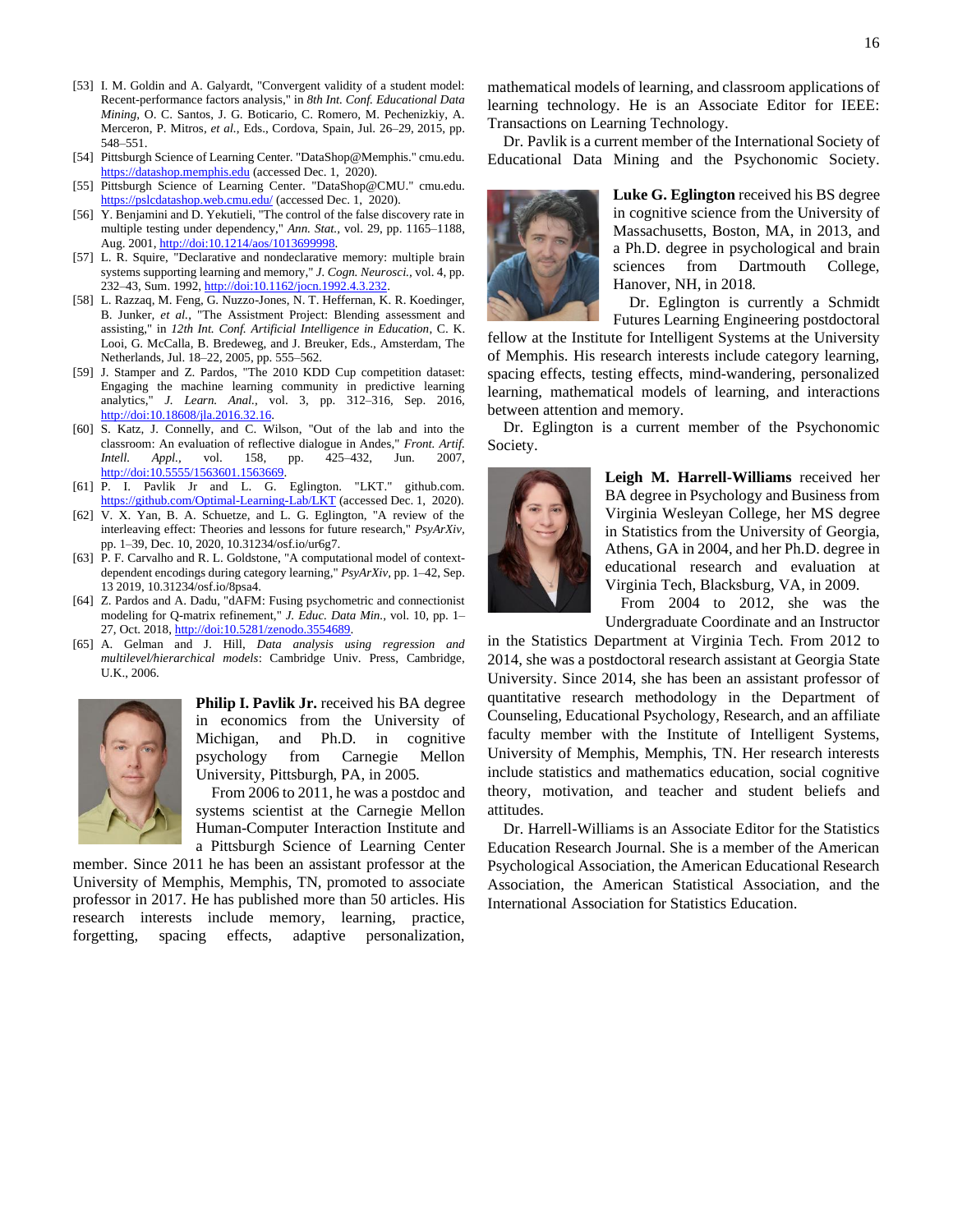[53] I. M. Goldin and A. Galyardt, "Convergent validity of a student model: Recent-performance factors analysis," in *8th Int. Conf. Educational Data Mining*, O. C. Santos, J. G. Boticario, C. Romero, M. Pechenizkiy, A. Merceron, P. Mitros, *et al.*, Eds., Cordova, Spain, Jul. 26–29, 2015, pp. 548–551.

[54] Pittsburgh Science of Learning Center. "DataShop@Memphis." cmu.edu. https://datashop.memphis.edu (accessed Dec. 1, 2020).

[55] Pittsburgh Science of Learning Center. "DataShop@CMU." cmu.edu. https://pslcdatashop.web.cmu.edu/ (accessed Dec. 1, 2020).

[56] Y. Benjamini and D. Yekutieli, "The control of the false discovery rate in multiple testing under dependency," *Ann. Stat.*, vol. 29, pp. 1165–1188, Aug. 2001, http://doi:10.1214/aos/1013699998.

[57] L. R. Squire, "Declarative and nondeclarative memory: multiple brain systems supporting learning and memory," *J. Cogn. Neurosci.*, vol. 4, pp. 232–43, Sum. 1992, http://doi:10.1162/jocn.1992.4.3.232.

[58] L. Razzaq, M. Feng, G. Nuzzo-Jones, N. T. Heffernan, K. R. Koedinger, B. Junker, *et al.*, "The Assistment Project: Blending assessment and assisting," in *12th Int. Conf. Artificial Intelligence in Education*, C. K. Looi, G. McCalla, B. Bredeweg, and J. Breuker, Eds., Amsterdam, The Netherlands, Jul. 18–22, 2005, pp. 555–562.

[59] J. Stamper and Z. Pardos, "The 2010 KDD Cup competition dataset: Engaging the machine learning community in predictive learning analytics," *J. Learn. Anal.*, vol. 3, pp. 312–316, Sep. 2016, http://doi:10.18608/jla.2016.32.16.

[60] S. Katz, J. Connelly, and C. Wilson, "Out of the lab and into the classroom: An evaluation of reflective dialogue in Andes," *Front. Artif. Intell. Appl.*, vol. 158, pp. 425–432, Jun. 2007, http://doi:10.5555/1563601.1563669.

[61] P. I. Pavlik Jr and L. G. Eglington. "LKT." github.com. https://github.com/Optimal-Learning-Lab/LKT (accessed Dec. 1, 2020).

[62] V. X. Yan, B. A. Schuetze, and L. G. Eglington, "A review of the interleaving effect: Theories and lessons for future research," *PsyArXiv*, pp. 1–39, Dec. 10, 2020, 10.31234/osf.io/ur6g7.

[63] P. F. Carvalho and R. L. Goldstone, "A computational model of context-dependent encodings during category learning," *PsyArXiv*, pp. 1–42, Sep. 13 2019, 10.31234/osf.io/8psa4.

[64] Z. Pardos and A. Dadu, "dAFM: Fusing psychometric and connectionist modeling for Q-matrix refinement," *J. Educ. Data Min.*, vol. 10, pp. 1–27, Oct. 2018, http://doi:10.5281/zenodo.3554689.

[65] A. Gelman and J. Hill, *Data analysis using regression and multilevel/hierarchical models*: Cambridge Univ. Press, Cambridge, U.K., 2006.

**Philip I. Pavlik Jr.** received his BA degree in economics from the University of Michigan, and Ph.D. in cognitive psychology from Carnegie Mellon University, Pittsburgh, PA, in 2005.

From 2006 to 2011, he was a postdoc and systems scientist at the Carnegie Mellon Human-Computer Interaction Institute and a Pittsburgh Science of Learning Center member. Since 2011 he has been an assistant professor at the University of Memphis, Memphis, TN, promoted to associate professor in 2017. He has published more than 50 articles. His research interests include memory, learning, practice, forgetting, spacing effects, adaptive personalization, mathematical models of learning, and classroom applications of learning technology. He is an Associate Editor for IEEE: Transactions on Learning Technology.

Dr. Pavlik is a current member of the International Society of Educational Data Mining and the Psychonomic Society.

**Luke G. Eglington** received his BS degree in cognitive science from the University of Massachusetts, Boston, MA, in 2013, and a Ph.D. degree in psychological and brain sciences from Dartmouth College, Hanover, NH, in 2018.

Dr. Eglington is currently a Schmidt Futures Learning Engineering postdoctoral fellow at the Institute for Intelligent Systems at the University of Memphis. His research interests include category learning, spacing effects, testing effects, mind-wandering, personalized learning, mathematical models of learning, and interactions between attention and memory.

Dr. Eglington is a current member of the Psychonomic Society.

**Leigh M. Harrell-Williams** received her BA degree in Psychology and Business from Virginia Wesleyan College, her MS degree in Statistics from the University of Georgia, Athens, GA in 2004, and her Ph.D. degree in educational research and evaluation at Virginia Tech, Blacksburg, VA, in 2009.

From 2004 to 2012, she was the Undergraduate Coordinate and an Instructor in the Statistics Department at Virginia Tech. From 2012 to 2014, she was a postdoctoral research assistant at Georgia State University. Since 2014, she has been an assistant professor of quantitative research methodology in the Department of Counseling, Educational Psychology, Research, and an affiliate faculty member with the Institute of Intelligent Systems, University of Memphis, Memphis, TN. Her research interests include statistics and mathematics education, social cognitive theory, motivation, and teacher and student beliefs and attitudes.

Dr. Harrell-Williams is an Associate Editor for the Statistics Education Research Journal. She is a member of the American Psychological Association, the American Educational Research Association, the American Statistical Association, and the International Association for Statistics Education.